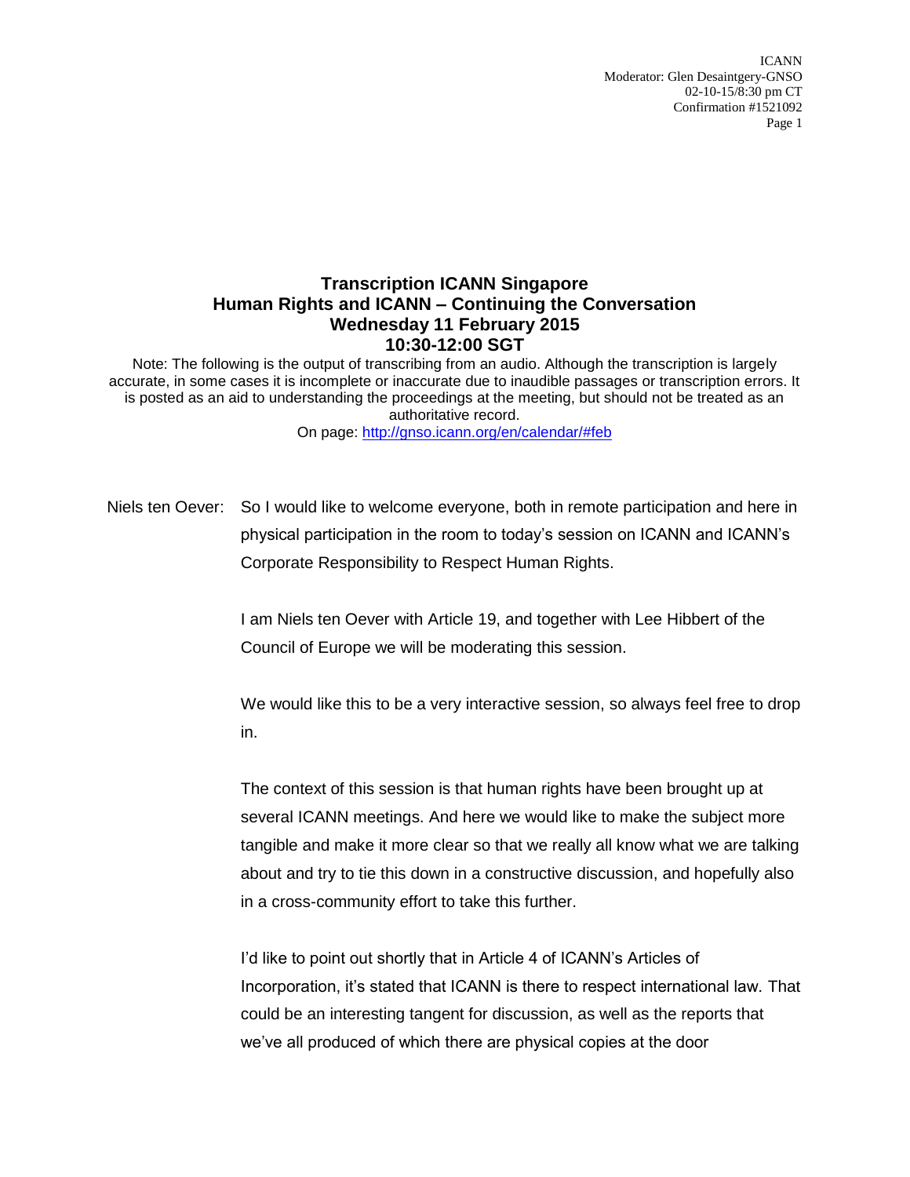# Transcription ICANN Singapore
# Human Rights and ICANN – Continuing the Conversation
# Wednesday 11 February 2015
# 10:30-12:00 SGT

Note: The following is the output of transcribing from an audio. Although the transcription is largely accurate, in some cases it is incomplete or inaccurate due to inaudible passages or transcription errors. It is posted as an aid to understanding the proceedings at the meeting, but should not be treated as an authoritative record.
On page: http://gnso.icann.org/en/calendar/#feb

Niels ten Oever: So I would like to welcome everyone, both in remote participation and here in physical participation in the room to today's session on ICANN and ICANN's Corporate Responsibility to Respect Human Rights.

I am Niels ten Oever with Article 19, and together with Lee Hibbert of the Council of Europe we will be moderating this session.

We would like this to be a very interactive session, so always feel free to drop in.

The context of this session is that human rights have been brought up at several ICANN meetings. And here we would like to make the subject more tangible and make it more clear so that we really all know what we are talking about and try to tie this down in a constructive discussion, and hopefully also in a cross-community effort to take this further.

I'd like to point out shortly that in Article 4 of ICANN's Articles of Incorporation, it's stated that ICANN is there to respect international law. That could be an interesting tangent for discussion, as well as the reports that we've all produced of which there are physical copies at the door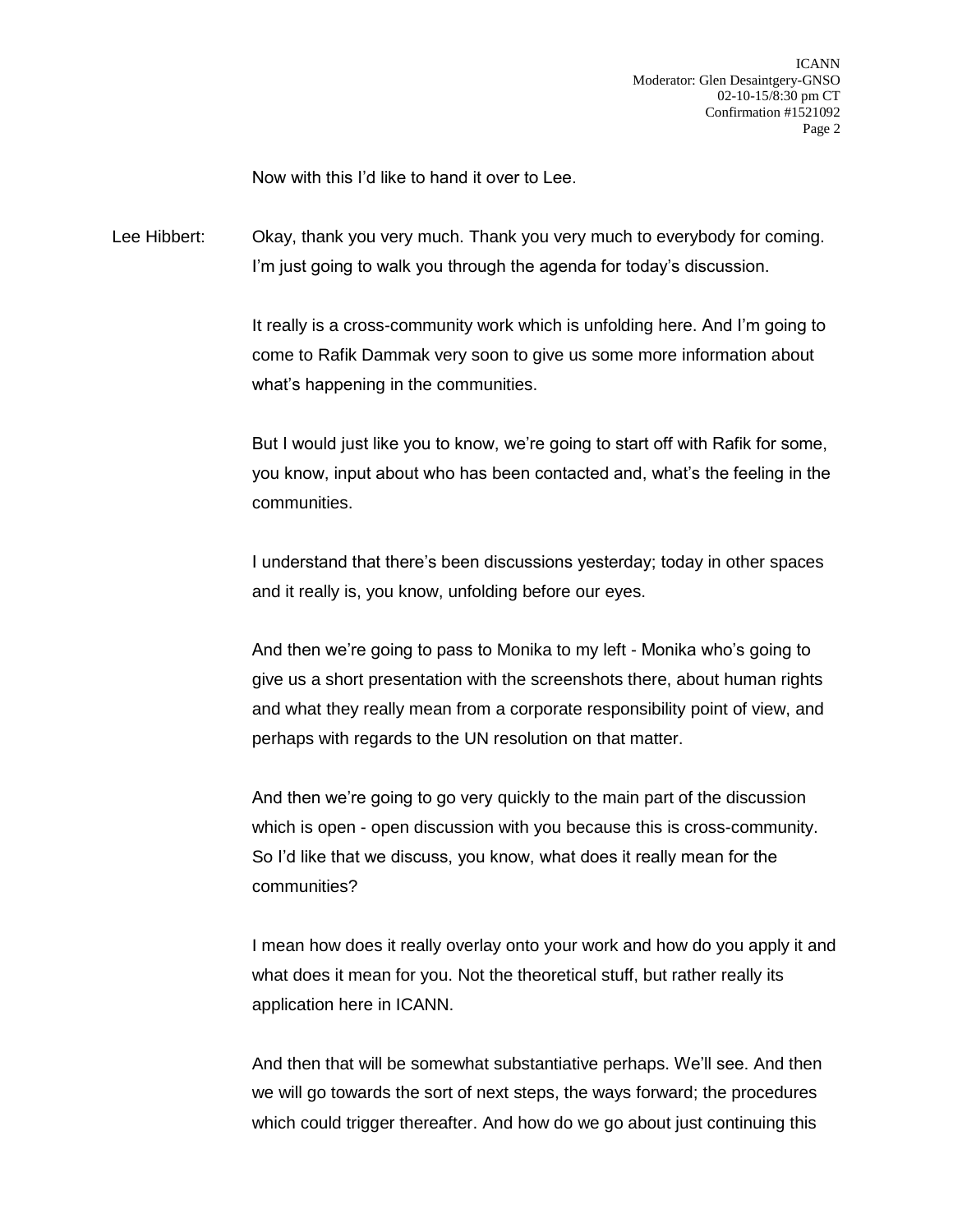Now with this I'd like to hand it over to Lee.

Lee Hibbert: Okay, thank you very much. Thank you very much to everybody for coming. I'm just going to walk you through the agenda for today's discussion.

It really is a cross-community work which is unfolding here. And I'm going to come to Rafik Dammak very soon to give us some more information about what's happening in the communities.

But I would just like you to know, we're going to start off with Rafik for some, you know, input about who has been contacted and, what's the feeling in the communities.

I understand that there's been discussions yesterday; today in other spaces and it really is, you know, unfolding before our eyes.

And then we're going to pass to Monika to my left - Monika who's going to give us a short presentation with the screenshots there, about human rights and what they really mean from a corporate responsibility point of view, and perhaps with regards to the UN resolution on that matter.

And then we're going to go very quickly to the main part of the discussion which is open - open discussion with you because this is cross-community. So I'd like that we discuss, you know, what does it really mean for the communities?

I mean how does it really overlay onto your work and how do you apply it and what does it mean for you. Not the theoretical stuff, but rather really its application here in ICANN.

And then that will be somewhat substantiative perhaps. We'll see. And then we will go towards the sort of next steps, the ways forward; the procedures which could trigger thereafter. And how do we go about just continuing this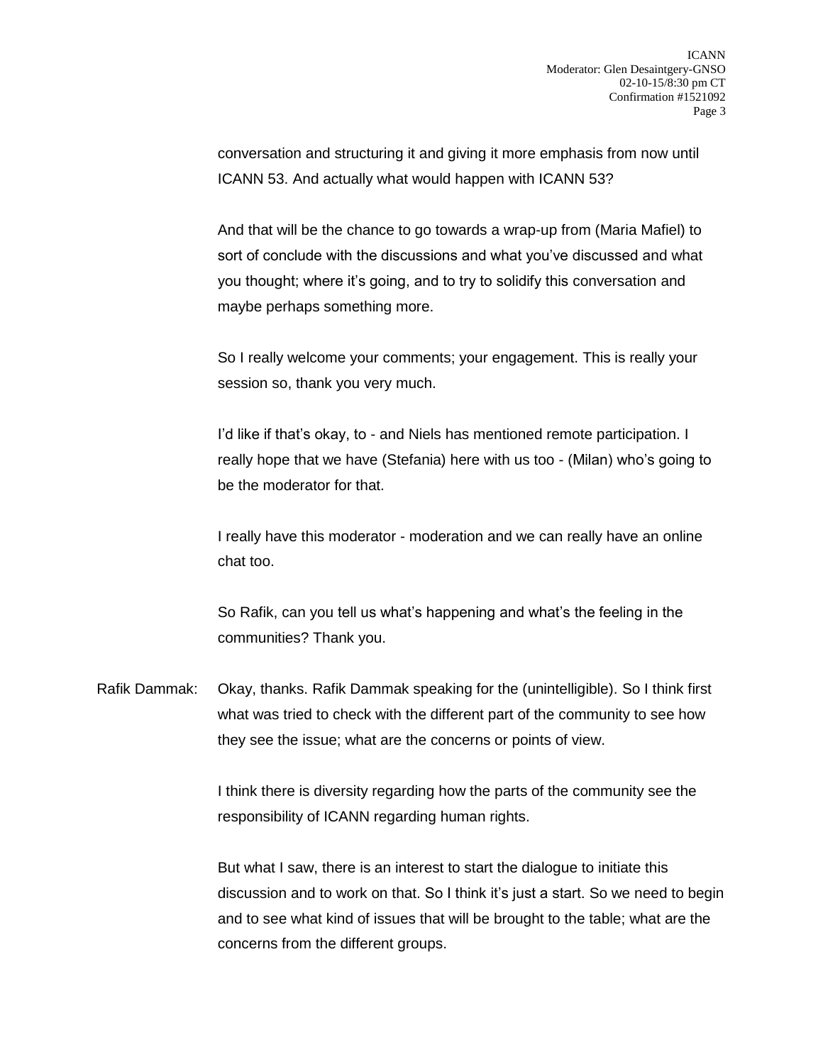conversation and structuring it and giving it more emphasis from now until ICANN 53. And actually what would happen with ICANN 53?

And that will be the chance to go towards a wrap-up from (Maria Mafiel) to sort of conclude with the discussions and what you've discussed and what you thought; where it's going, and to try to solidify this conversation and maybe perhaps something more.

So I really welcome your comments; your engagement. This is really your session so, thank you very much.

I'd like if that's okay, to - and Niels has mentioned remote participation. I really hope that we have (Stefania) here with us too - (Milan) who's going to be the moderator for that.

I really have this moderator - moderation and we can really have an online chat too.

So Rafik, can you tell us what's happening and what's the feeling in the communities? Thank you.

Rafik Dammak: Okay, thanks. Rafik Dammak speaking for the (unintelligible). So I think first what was tried to check with the different part of the community to see how they see the issue; what are the concerns or points of view.

I think there is diversity regarding how the parts of the community see the responsibility of ICANN regarding human rights.

But what I saw, there is an interest to start the dialogue to initiate this discussion and to work on that. So I think it's just a start. So we need to begin and to see what kind of issues that will be brought to the table; what are the concerns from the different groups.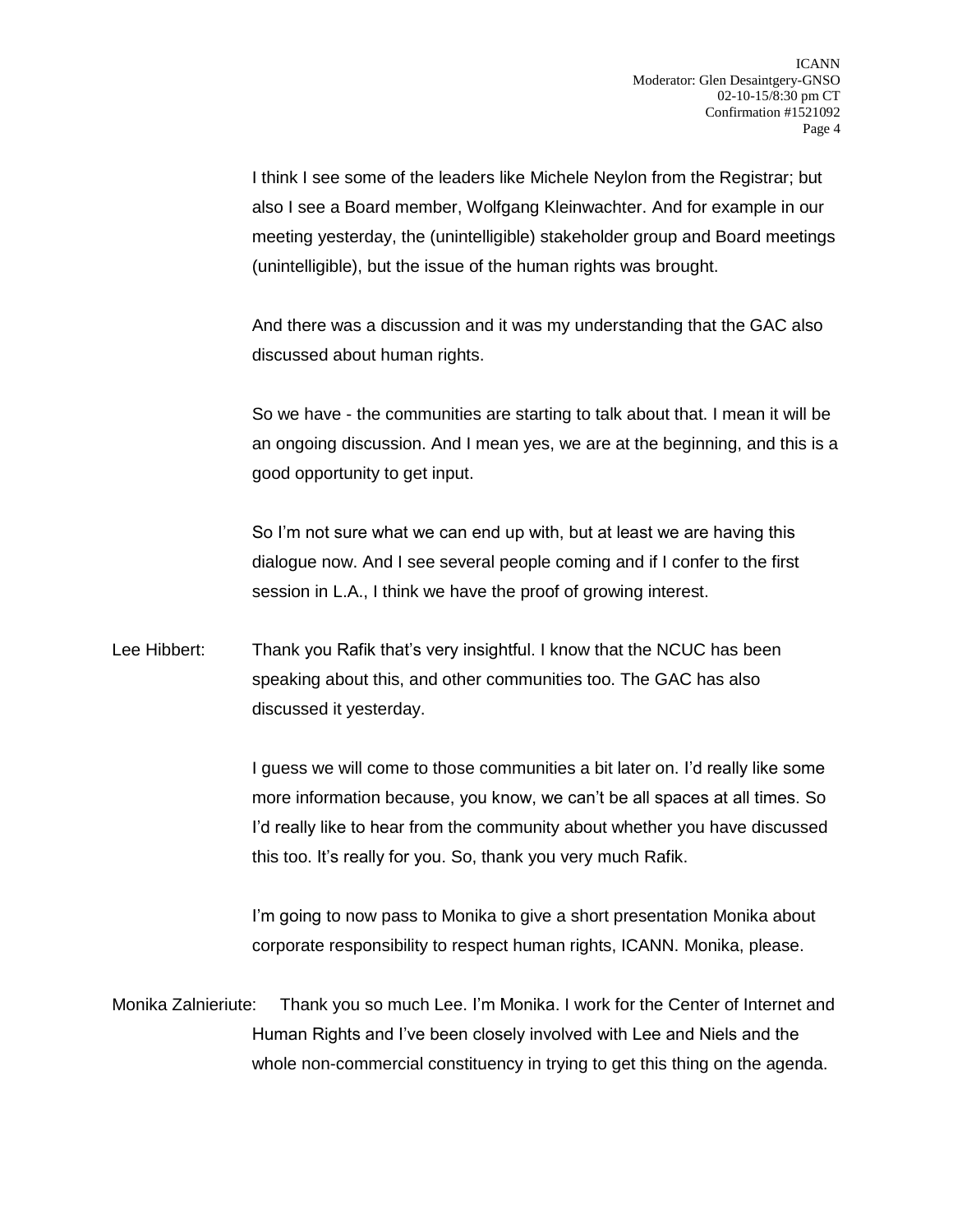I think I see some of the leaders like Michele Neylon from the Registrar; but also I see a Board member, Wolfgang Kleinwachter. And for example in our meeting yesterday, the (unintelligible) stakeholder group and Board meetings (unintelligible), but the issue of the human rights was brought.

And there was a discussion and it was my understanding that the GAC also discussed about human rights.

So we have - the communities are starting to talk about that. I mean it will be an ongoing discussion. And I mean yes, we are at the beginning, and this is a good opportunity to get input.

So I'm not sure what we can end up with, but at least we are having this dialogue now. And I see several people coming and if I confer to the first session in L.A., I think we have the proof of growing interest.

Lee Hibbert: Thank you Rafik that's very insightful. I know that the NCUC has been speaking about this, and other communities too. The GAC has also discussed it yesterday.

I guess we will come to those communities a bit later on. I'd really like some more information because, you know, we can't be all spaces at all times. So I'd really like to hear from the community about whether you have discussed this too. It's really for you. So, thank you very much Rafik.

I'm going to now pass to Monika to give a short presentation Monika about corporate responsibility to respect human rights, ICANN. Monika, please.

Monika Zalnieriute: Thank you so much Lee. I'm Monika. I work for the Center of Internet and Human Rights and I've been closely involved with Lee and Niels and the whole non-commercial constituency in trying to get this thing on the agenda.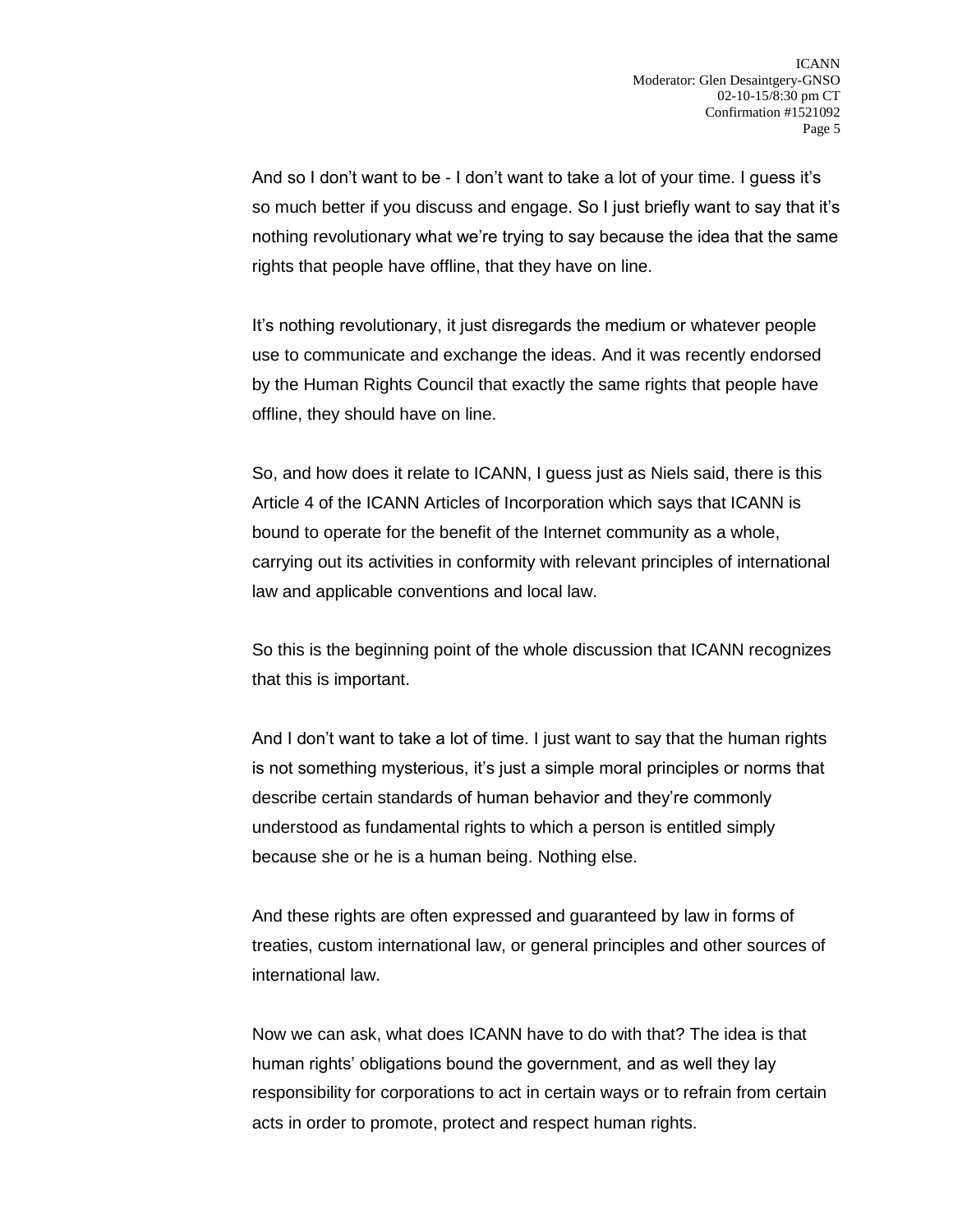And so I don't want to be - I don't want to take a lot of your time. I guess it's so much better if you discuss and engage. So I just briefly want to say that it's nothing revolutionary what we're trying to say because the idea that the same rights that people have offline, that they have on line.

It's nothing revolutionary, it just disregards the medium or whatever people use to communicate and exchange the ideas. And it was recently endorsed by the Human Rights Council that exactly the same rights that people have offline, they should have on line.

So, and how does it relate to ICANN, I guess just as Niels said, there is this Article 4 of the ICANN Articles of Incorporation which says that ICANN is bound to operate for the benefit of the Internet community as a whole, carrying out its activities in conformity with relevant principles of international law and applicable conventions and local law.

So this is the beginning point of the whole discussion that ICANN recognizes that this is important.

And I don't want to take a lot of time. I just want to say that the human rights is not something mysterious, it's just a simple moral principles or norms that describe certain standards of human behavior and they're commonly understood as fundamental rights to which a person is entitled simply because she or he is a human being. Nothing else.

And these rights are often expressed and guaranteed by law in forms of treaties, custom international law, or general principles and other sources of international law.

Now we can ask, what does ICANN have to do with that? The idea is that human rights' obligations bound the government, and as well they lay responsibility for corporations to act in certain ways or to refrain from certain acts in order to promote, protect and respect human rights.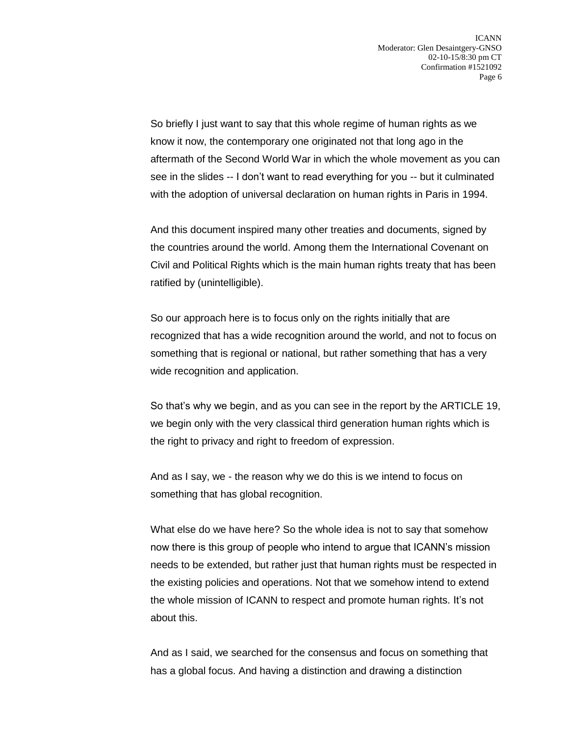So briefly I just want to say that this whole regime of human rights as we know it now, the contemporary one originated not that long ago in the aftermath of the Second World War in which the whole movement as you can see in the slides -- I don't want to read everything for you -- but it culminated with the adoption of universal declaration on human rights in Paris in 1994.

And this document inspired many other treaties and documents, signed by the countries around the world. Among them the International Covenant on Civil and Political Rights which is the main human rights treaty that has been ratified by (unintelligible).

So our approach here is to focus only on the rights initially that are recognized that has a wide recognition around the world, and not to focus on something that is regional or national, but rather something that has a very wide recognition and application.

So that's why we begin, and as you can see in the report by the ARTICLE 19, we begin only with the very classical third generation human rights which is the right to privacy and right to freedom of expression.

And as I say, we - the reason why we do this is we intend to focus on something that has global recognition.

What else do we have here? So the whole idea is not to say that somehow now there is this group of people who intend to argue that ICANN's mission needs to be extended, but rather just that human rights must be respected in the existing policies and operations. Not that we somehow intend to extend the whole mission of ICANN to respect and promote human rights. It's not about this.

And as I said, we searched for the consensus and focus on something that has a global focus. And having a distinction and drawing a distinction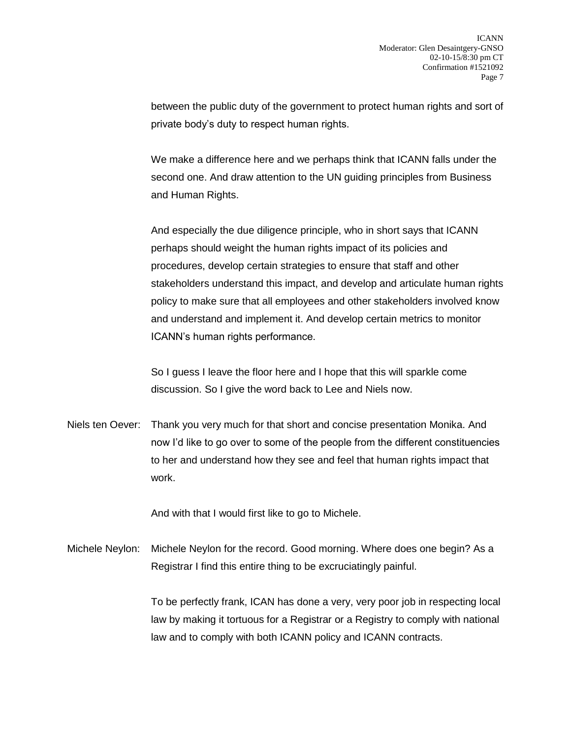between the public duty of the government to protect human rights and sort of private body's duty to respect human rights.

We make a difference here and we perhaps think that ICANN falls under the second one. And draw attention to the UN guiding principles from Business and Human Rights.

And especially the due diligence principle, who in short says that ICANN perhaps should weight the human rights impact of its policies and procedures, develop certain strategies to ensure that staff and other stakeholders understand this impact, and develop and articulate human rights policy to make sure that all employees and other stakeholders involved know and understand and implement it. And develop certain metrics to monitor ICANN's human rights performance.

So I guess I leave the floor here and I hope that this will sparkle come discussion. So I give the word back to Lee and Niels now.

Niels ten Oever: Thank you very much for that short and concise presentation Monika. And now I'd like to go over to some of the people from the different constituencies to her and understand how they see and feel that human rights impact that work.

And with that I would first like to go to Michele.

Michele Neylon: Michele Neylon for the record. Good morning. Where does one begin? As a Registrar I find this entire thing to be excruciatingly painful.

To be perfectly frank, ICAN has done a very, very poor job in respecting local law by making it tortuous for a Registrar or a Registry to comply with national law and to comply with both ICANN policy and ICANN contracts.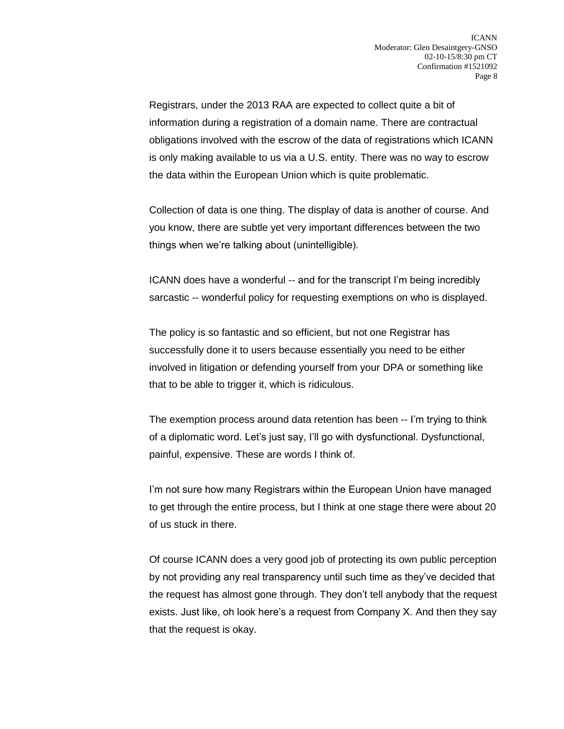Registrars, under the 2013 RAA are expected to collect quite a bit of information during a registration of a domain name. There are contractual obligations involved with the escrow of the data of registrations which ICANN is only making available to us via a U.S. entity. There was no way to escrow the data within the European Union which is quite problematic.

Collection of data is one thing. The display of data is another of course. And you know, there are subtle yet very important differences between the two things when we're talking about (unintelligible).

ICANN does have a wonderful -- and for the transcript I'm being incredibly sarcastic -- wonderful policy for requesting exemptions on who is displayed.

The policy is so fantastic and so efficient, but not one Registrar has successfully done it to users because essentially you need to be either involved in litigation or defending yourself from your DPA or something like that to be able to trigger it, which is ridiculous.

The exemption process around data retention has been -- I'm trying to think of a diplomatic word. Let's just say, I'll go with dysfunctional. Dysfunctional, painful, expensive. These are words I think of.

I'm not sure how many Registrars within the European Union have managed to get through the entire process, but I think at one stage there were about 20 of us stuck in there.

Of course ICANN does a very good job of protecting its own public perception by not providing any real transparency until such time as they've decided that the request has almost gone through. They don't tell anybody that the request exists. Just like, oh look here's a request from Company X. And then they say that the request is okay.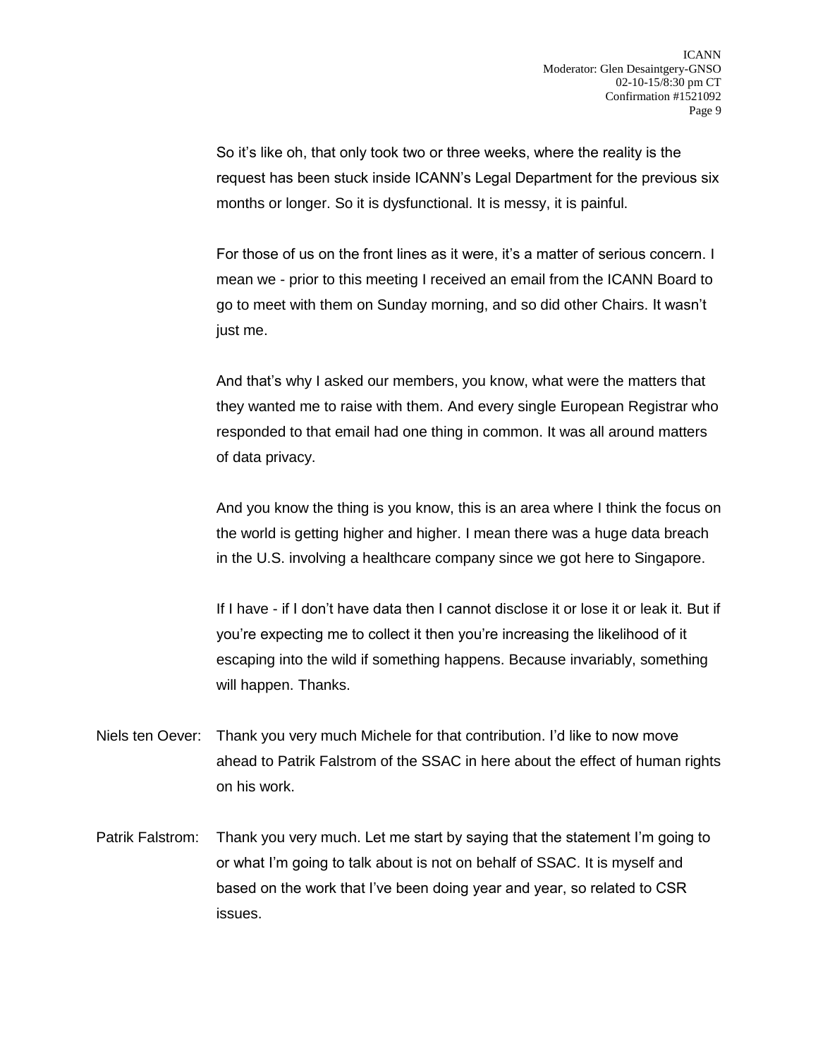So it's like oh, that only took two or three weeks, where the reality is the request has been stuck inside ICANN's Legal Department for the previous six months or longer. So it is dysfunctional. It is messy, it is painful.

For those of us on the front lines as it were, it's a matter of serious concern. I mean we - prior to this meeting I received an email from the ICANN Board to go to meet with them on Sunday morning, and so did other Chairs. It wasn't just me.

And that's why I asked our members, you know, what were the matters that they wanted me to raise with them. And every single European Registrar who responded to that email had one thing in common. It was all around matters of data privacy.

And you know the thing is you know, this is an area where I think the focus on the world is getting higher and higher. I mean there was a huge data breach in the U.S. involving a healthcare company since we got here to Singapore.

If I have - if I don't have data then I cannot disclose it or lose it or leak it. But if you're expecting me to collect it then you're increasing the likelihood of it escaping into the wild if something happens. Because invariably, something will happen. Thanks.

Niels ten Oever: Thank you very much Michele for that contribution. I'd like to now move ahead to Patrik Falstrom of the SSAC in here about the effect of human rights on his work.

Patrik Falstrom: Thank you very much. Let me start by saying that the statement I'm going to or what I'm going to talk about is not on behalf of SSAC. It is myself and based on the work that I've been doing year and year, so related to CSR issues.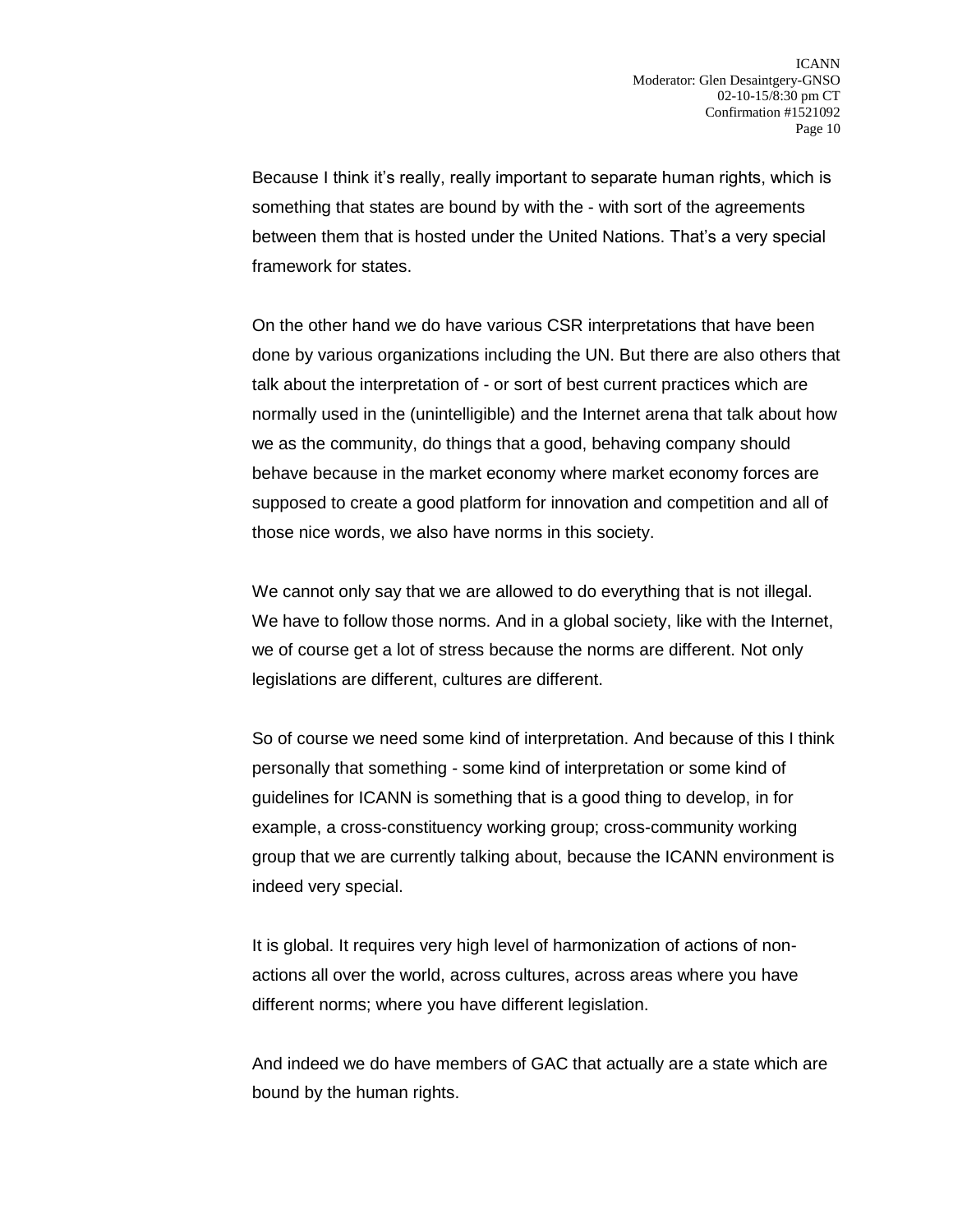Because I think it’s really, really important to separate human rights, which is something that states are bound by with the - with sort of the agreements between them that is hosted under the United Nations. That’s a very special framework for states.

On the other hand we do have various CSR interpretations that have been done by various organizations including the UN. But there are also others that talk about the interpretation of - or sort of best current practices which are normally used in the (unintelligible) and the Internet arena that talk about how we as the community, do things that a good, behaving company should behave because in the market economy where market economy forces are supposed to create a good platform for innovation and competition and all of those nice words, we also have norms in this society.

We cannot only say that we are allowed to do everything that is not illegal. We have to follow those norms. And in a global society, like with the Internet, we of course get a lot of stress because the norms are different. Not only legislations are different, cultures are different.

So of course we need some kind of interpretation. And because of this I think personally that something - some kind of interpretation or some kind of guidelines for ICANN is something that is a good thing to develop, in for example, a cross-constituency working group; cross-community working group that we are currently talking about, because the ICANN environment is indeed very special.

It is global. It requires very high level of harmonization of actions of non-actions all over the world, across cultures, across areas where you have different norms; where you have different legislation.

And indeed we do have members of GAC that actually are a state which are bound by the human rights.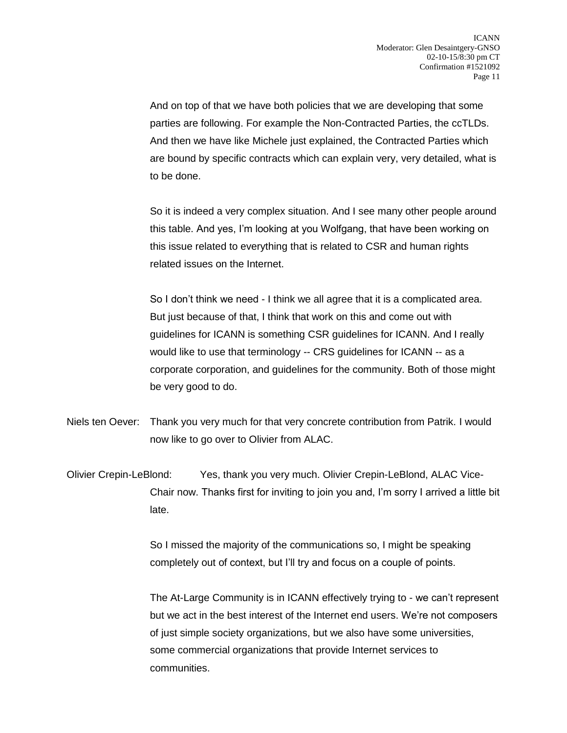And on top of that we have both policies that we are developing that some parties are following. For example the Non-Contracted Parties, the ccTLDs. And then we have like Michele just explained, the Contracted Parties which are bound by specific contracts which can explain very, very detailed, what is to be done.

So it is indeed a very complex situation. And I see many other people around this table. And yes, I'm looking at you Wolfgang, that have been working on this issue related to everything that is related to CSR and human rights related issues on the Internet.

So I don't think we need - I think we all agree that it is a complicated area. But just because of that, I think that work on this and come out with guidelines for ICANN is something CSR guidelines for ICANN. And I really would like to use that terminology -- CRS guidelines for ICANN -- as a corporate corporation, and guidelines for the community. Both of those might be very good to do.

Niels ten Oever: Thank you very much for that very concrete contribution from Patrik. I would now like to go over to Olivier from ALAC.

Olivier Crepin-LeBlond: Yes, thank you very much. Olivier Crepin-LeBlond, ALAC Vice-Chair now. Thanks first for inviting to join you and, I'm sorry I arrived a little bit late.

So I missed the majority of the communications so, I might be speaking completely out of context, but I'll try and focus on a couple of points.

The At-Large Community is in ICANN effectively trying to - we can't represent but we act in the best interest of the Internet end users. We're not composers of just simple society organizations, but we also have some universities, some commercial organizations that provide Internet services to communities.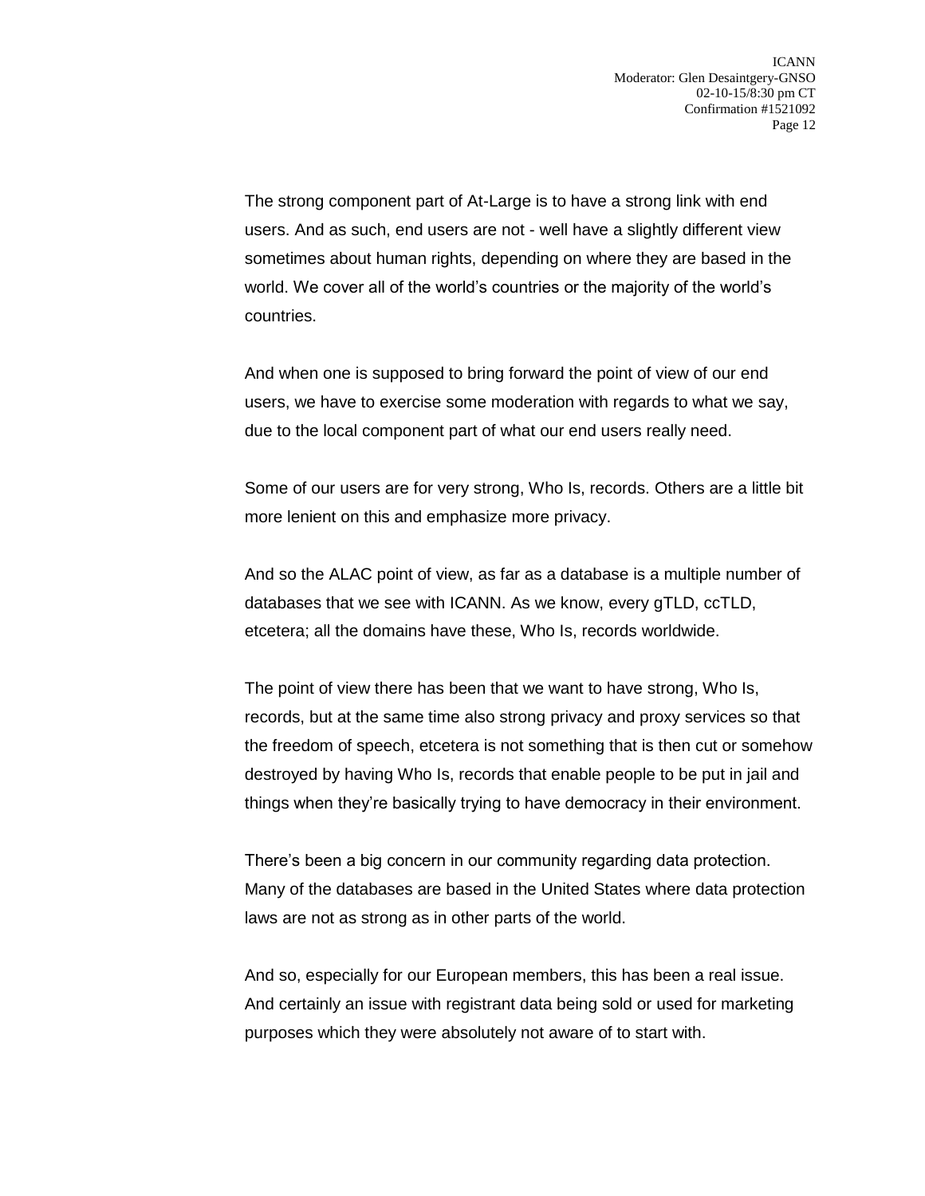The strong component part of At-Large is to have a strong link with end users. And as such, end users are not - well have a slightly different view sometimes about human rights, depending on where they are based in the world. We cover all of the world's countries or the majority of the world's countries.

And when one is supposed to bring forward the point of view of our end users, we have to exercise some moderation with regards to what we say, due to the local component part of what our end users really need.

Some of our users are for very strong, Who Is, records. Others are a little bit more lenient on this and emphasize more privacy.

And so the ALAC point of view, as far as a database is a multiple number of databases that we see with ICANN. As we know, every gTLD, ccTLD, etcetera; all the domains have these, Who Is, records worldwide.

The point of view there has been that we want to have strong, Who Is, records, but at the same time also strong privacy and proxy services so that the freedom of speech, etcetera is not something that is then cut or somehow destroyed by having Who Is, records that enable people to be put in jail and things when they're basically trying to have democracy in their environment.

There's been a big concern in our community regarding data protection. Many of the databases are based in the United States where data protection laws are not as strong as in other parts of the world.

And so, especially for our European members, this has been a real issue. And certainly an issue with registrant data being sold or used for marketing purposes which they were absolutely not aware of to start with.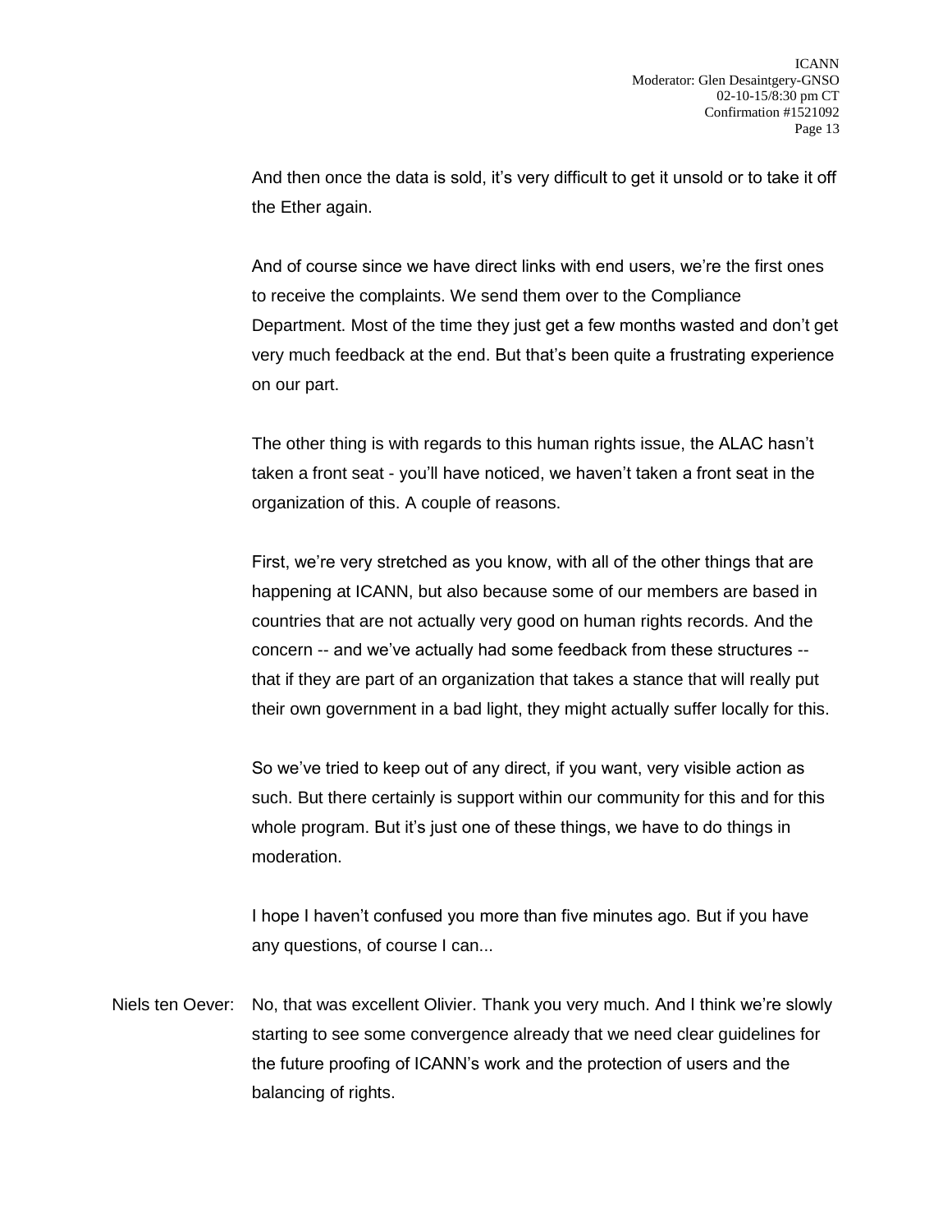And then once the data is sold, it's very difficult to get it unsold or to take it off the Ether again.

And of course since we have direct links with end users, we're the first ones to receive the complaints. We send them over to the Compliance Department. Most of the time they just get a few months wasted and don't get very much feedback at the end. But that's been quite a frustrating experience on our part.

The other thing is with regards to this human rights issue, the ALAC hasn't taken a front seat - you'll have noticed, we haven't taken a front seat in the organization of this. A couple of reasons.

First, we're very stretched as you know, with all of the other things that are happening at ICANN, but also because some of our members are based in countries that are not actually very good on human rights records. And the concern -- and we've actually had some feedback from these structures -- that if they are part of an organization that takes a stance that will really put their own government in a bad light, they might actually suffer locally for this.

So we've tried to keep out of any direct, if you want, very visible action as such. But there certainly is support within our community for this and for this whole program. But it's just one of these things, we have to do things in moderation.

I hope I haven't confused you more than five minutes ago. But if you have any questions, of course I can...

Niels ten Oever: No, that was excellent Olivier. Thank you very much. And I think we're slowly starting to see some convergence already that we need clear guidelines for the future proofing of ICANN's work and the protection of users and the balancing of rights.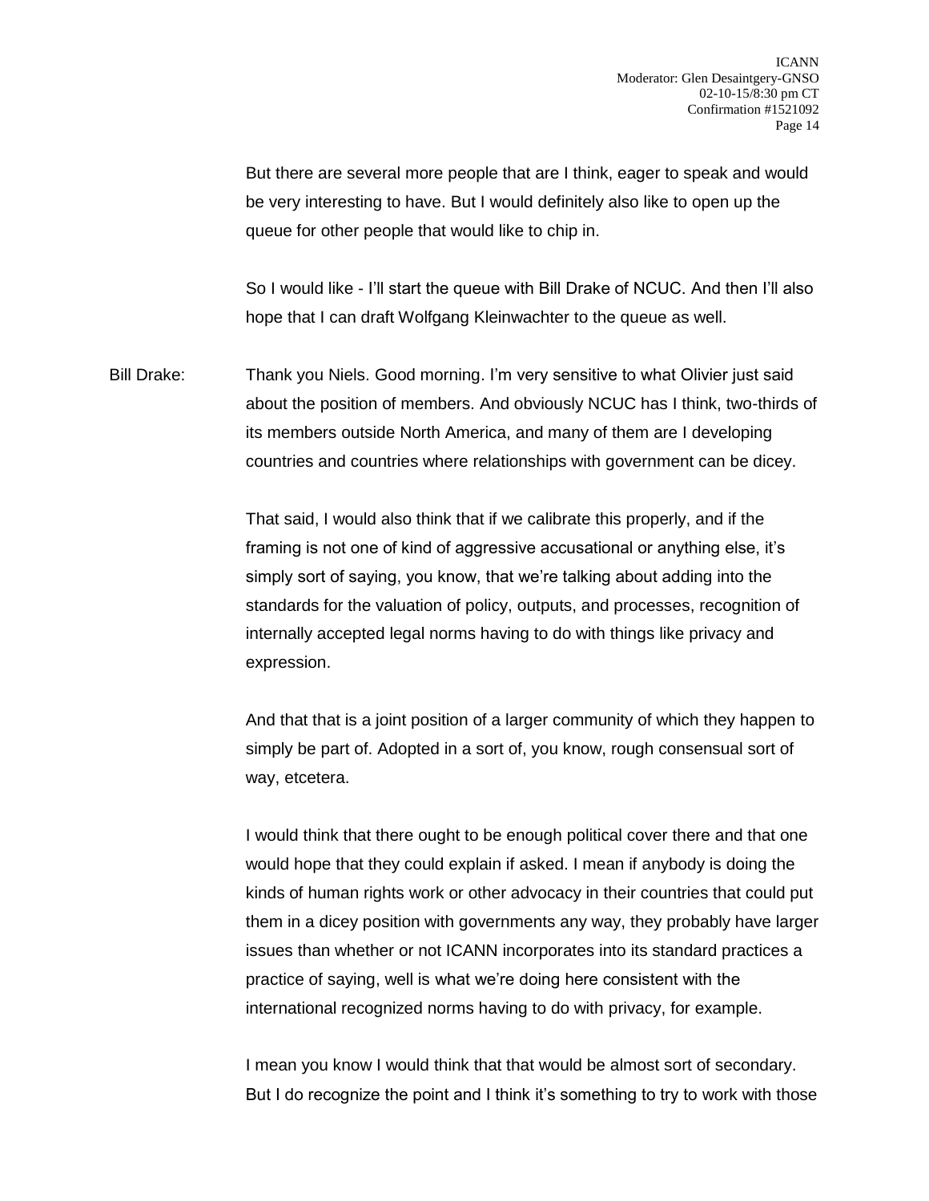But there are several more people that are I think, eager to speak and would be very interesting to have. But I would definitely also like to open up the queue for other people that would like to chip in.

So I would like - I'll start the queue with Bill Drake of NCUC. And then I'll also hope that I can draft Wolfgang Kleinwachter to the queue as well.

Bill Drake: Thank you Niels. Good morning. I'm very sensitive to what Olivier just said about the position of members. And obviously NCUC has I think, two-thirds of its members outside North America, and many of them are I developing countries and countries where relationships with government can be dicey.

That said, I would also think that if we calibrate this properly, and if the framing is not one of kind of aggressive accusational or anything else, it's simply sort of saying, you know, that we're talking about adding into the standards for the valuation of policy, outputs, and processes, recognition of internally accepted legal norms having to do with things like privacy and expression.

And that that is a joint position of a larger community of which they happen to simply be part of. Adopted in a sort of, you know, rough consensual sort of way, etcetera.

I would think that there ought to be enough political cover there and that one would hope that they could explain if asked. I mean if anybody is doing the kinds of human rights work or other advocacy in their countries that could put them in a dicey position with governments any way, they probably have larger issues than whether or not ICANN incorporates into its standard practices a practice of saying, well is what we're doing here consistent with the international recognized norms having to do with privacy, for example.

I mean you know I would think that that would be almost sort of secondary. But I do recognize the point and I think it's something to try to work with those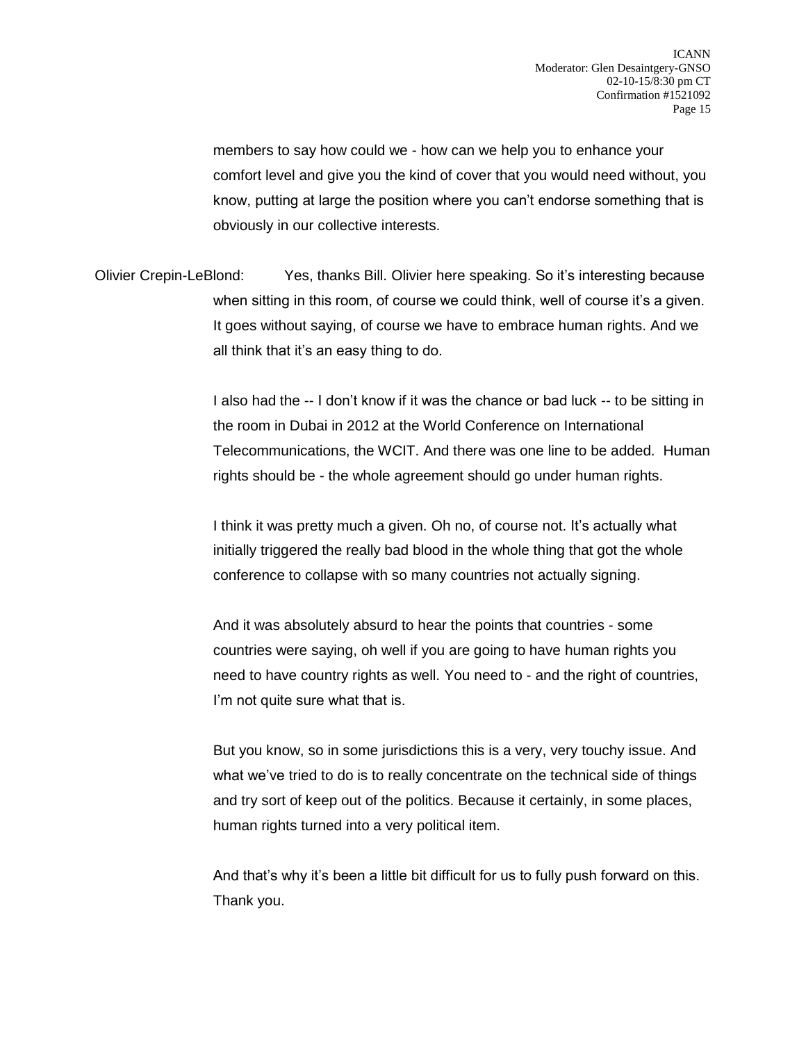members to say how could we - how can we help you to enhance your comfort level and give you the kind of cover that you would need without, you know, putting at large the position where you can't endorse something that is obviously in our collective interests.

Olivier Crepin-LeBlond: Yes, thanks Bill. Olivier here speaking. So it's interesting because when sitting in this room, of course we could think, well of course it's a given. It goes without saying, of course we have to embrace human rights. And we all think that it's an easy thing to do.

I also had the -- I don't know if it was the chance or bad luck -- to be sitting in the room in Dubai in 2012 at the World Conference on International Telecommunications, the WCIT. And there was one line to be added. Human rights should be - the whole agreement should go under human rights.

I think it was pretty much a given. Oh no, of course not. It's actually what initially triggered the really bad blood in the whole thing that got the whole conference to collapse with so many countries not actually signing.

And it was absolutely absurd to hear the points that countries - some countries were saying, oh well if you are going to have human rights you need to have country rights as well. You need to - and the right of countries, I'm not quite sure what that is.

But you know, so in some jurisdictions this is a very, very touchy issue. And what we've tried to do is to really concentrate on the technical side of things and try sort of keep out of the politics. Because it certainly, in some places, human rights turned into a very political item.

And that's why it's been a little bit difficult for us to fully push forward on this. Thank you.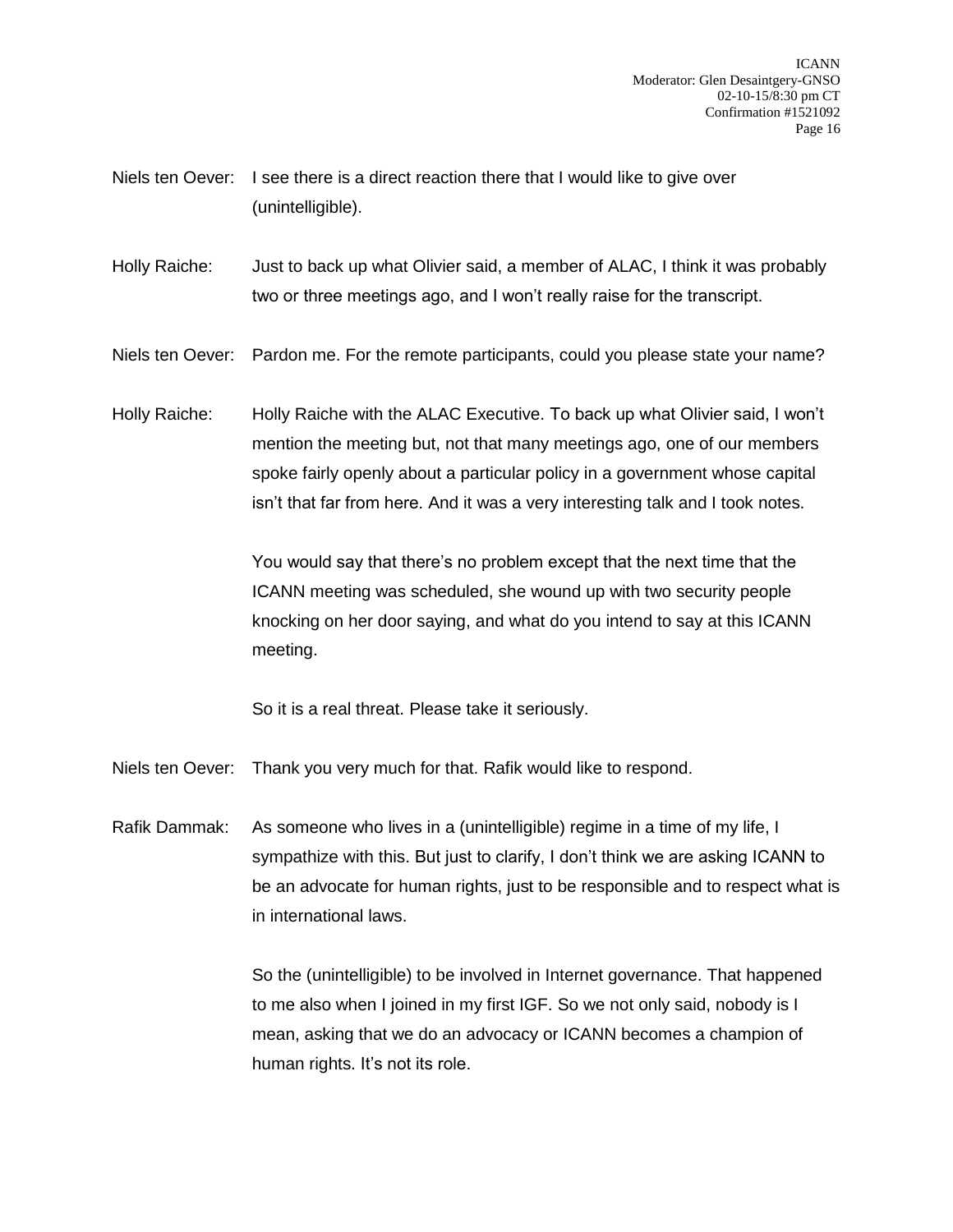Niels ten Oever: I see there is a direct reaction there that I would like to give over (unintelligible).

Holly Raiche: Just to back up what Olivier said, a member of ALAC, I think it was probably two or three meetings ago, and I won't really raise for the transcript.

Niels ten Oever: Pardon me. For the remote participants, could you please state your name?

Holly Raiche: Holly Raiche with the ALAC Executive. To back up what Olivier said, I won't mention the meeting but, not that many meetings ago, one of our members spoke fairly openly about a particular policy in a government whose capital isn't that far from here. And it was a very interesting talk and I took notes.

You would say that there's no problem except that the next time that the ICANN meeting was scheduled, she wound up with two security people knocking on her door saying, and what do you intend to say at this ICANN meeting.

So it is a real threat. Please take it seriously.

Niels ten Oever: Thank you very much for that. Rafik would like to respond.

Rafik Dammak: As someone who lives in a (unintelligible) regime in a time of my life, I sympathize with this. But just to clarify, I don't think we are asking ICANN to be an advocate for human rights, just to be responsible and to respect what is in international laws.

So the (unintelligible) to be involved in Internet governance. That happened to me also when I joined in my first IGF. So we not only said, nobody is I mean, asking that we do an advocacy or ICANN becomes a champion of human rights. It's not its role.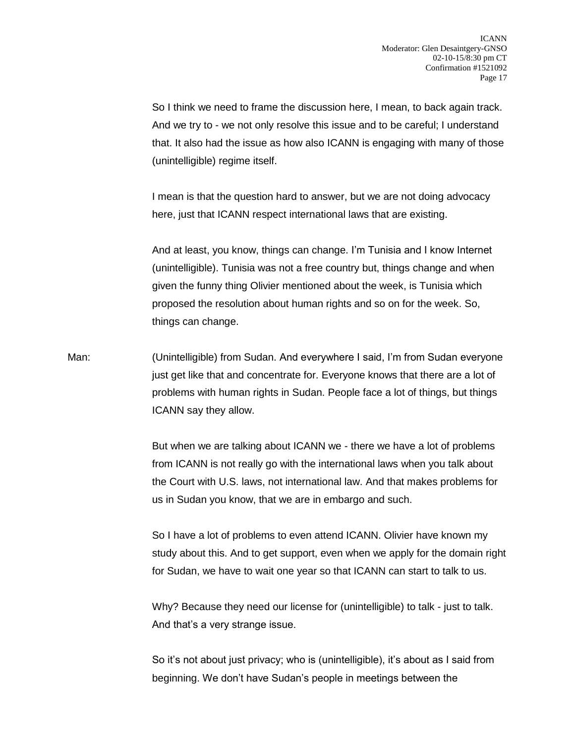So I think we need to frame the discussion here, I mean, to back again track. And we try to - we not only resolve this issue and to be careful; I understand that. It also had the issue as how also ICANN is engaging with many of those (unintelligible) regime itself.

I mean is that the question hard to answer, but we are not doing advocacy here, just that ICANN respect international laws that are existing.

And at least, you know, things can change. I'm Tunisia and I know Internet (unintelligible). Tunisia was not a free country but, things change and when given the funny thing Olivier mentioned about the week, is Tunisia which proposed the resolution about human rights and so on for the week. So, things can change.

Man: (Unintelligible) from Sudan. And everywhere I said, I'm from Sudan everyone just get like that and concentrate for. Everyone knows that there are a lot of problems with human rights in Sudan. People face a lot of things, but things ICANN say they allow.

But when we are talking about ICANN we - there we have a lot of problems from ICANN is not really go with the international laws when you talk about the Court with U.S. laws, not international law. And that makes problems for us in Sudan you know, that we are in embargo and such.

So I have a lot of problems to even attend ICANN. Olivier have known my study about this. And to get support, even when we apply for the domain right for Sudan, we have to wait one year so that ICANN can start to talk to us.

Why? Because they need our license for (unintelligible) to talk - just to talk. And that's a very strange issue.

So it's not about just privacy; who is (unintelligible), it's about as I said from beginning. We don't have Sudan's people in meetings between the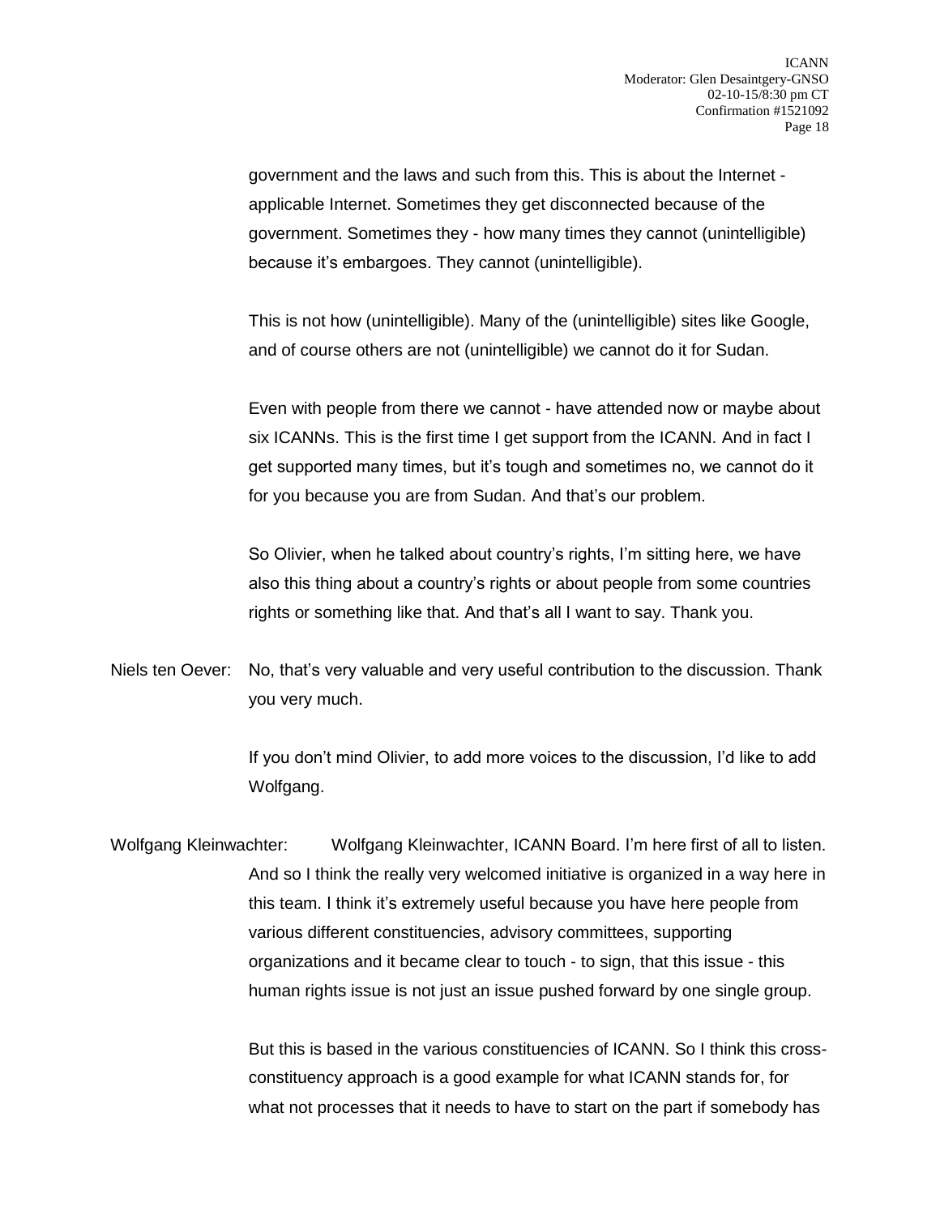government and the laws and such from this. This is about the Internet - applicable Internet. Sometimes they get disconnected because of the government. Sometimes they - how many times they cannot (unintelligible) because it's embargoes. They cannot (unintelligible).

This is not how (unintelligible). Many of the (unintelligible) sites like Google, and of course others are not (unintelligible) we cannot do it for Sudan.

Even with people from there we cannot - have attended now or maybe about six ICANNs. This is the first time I get support from the ICANN. And in fact I get supported many times, but it's tough and sometimes no, we cannot do it for you because you are from Sudan. And that's our problem.

So Olivier, when he talked about country's rights, I'm sitting here, we have also this thing about a country's rights or about people from some countries rights or something like that. And that's all I want to say. Thank you.

Niels ten Oever: No, that's very valuable and very useful contribution to the discussion. Thank you very much.

If you don't mind Olivier, to add more voices to the discussion, I'd like to add Wolfgang.

Wolfgang Kleinwachter: Wolfgang Kleinwachter, ICANN Board. I'm here first of all to listen. And so I think the really very welcomed initiative is organized in a way here in this team. I think it's extremely useful because you have here people from various different constituencies, advisory committees, supporting organizations and it became clear to touch - to sign, that this issue - this human rights issue is not just an issue pushed forward by one single group.

But this is based in the various constituencies of ICANN. So I think this cross-constituency approach is a good example for what ICANN stands for, for what not processes that it needs to have to start on the part if somebody has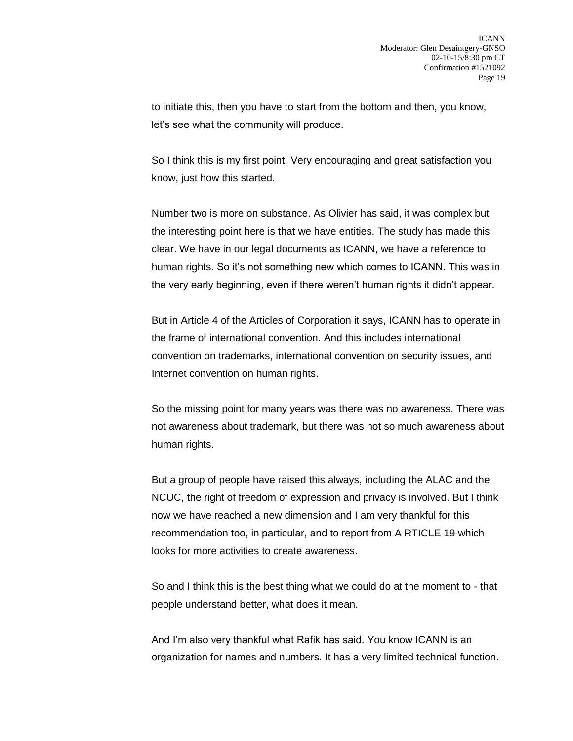to initiate this, then you have to start from the bottom and then, you know, let's see what the community will produce.

So I think this is my first point. Very encouraging and great satisfaction you know, just how this started.

Number two is more on substance. As Olivier has said, it was complex but the interesting point here is that we have entities. The study has made this clear. We have in our legal documents as ICANN, we have a reference to human rights. So it's not something new which comes to ICANN. This was in the very early beginning, even if there weren't human rights it didn't appear.

But in Article 4 of the Articles of Corporation it says, ICANN has to operate in the frame of international convention. And this includes international convention on trademarks, international convention on security issues, and Internet convention on human rights.

So the missing point for many years was there was no awareness. There was not awareness about trademark, but there was not so much awareness about human rights.

But a group of people have raised this always, including the ALAC and the NCUC, the right of freedom of expression and privacy is involved. But I think now we have reached a new dimension and I am very thankful for this recommendation too, in particular, and to report from A RTICLE 19 which looks for more activities to create awareness.

So and I think this is the best thing what we could do at the moment to - that people understand better, what does it mean.

And I'm also very thankful what Rafik has said. You know ICANN is an organization for names and numbers. It has a very limited technical function.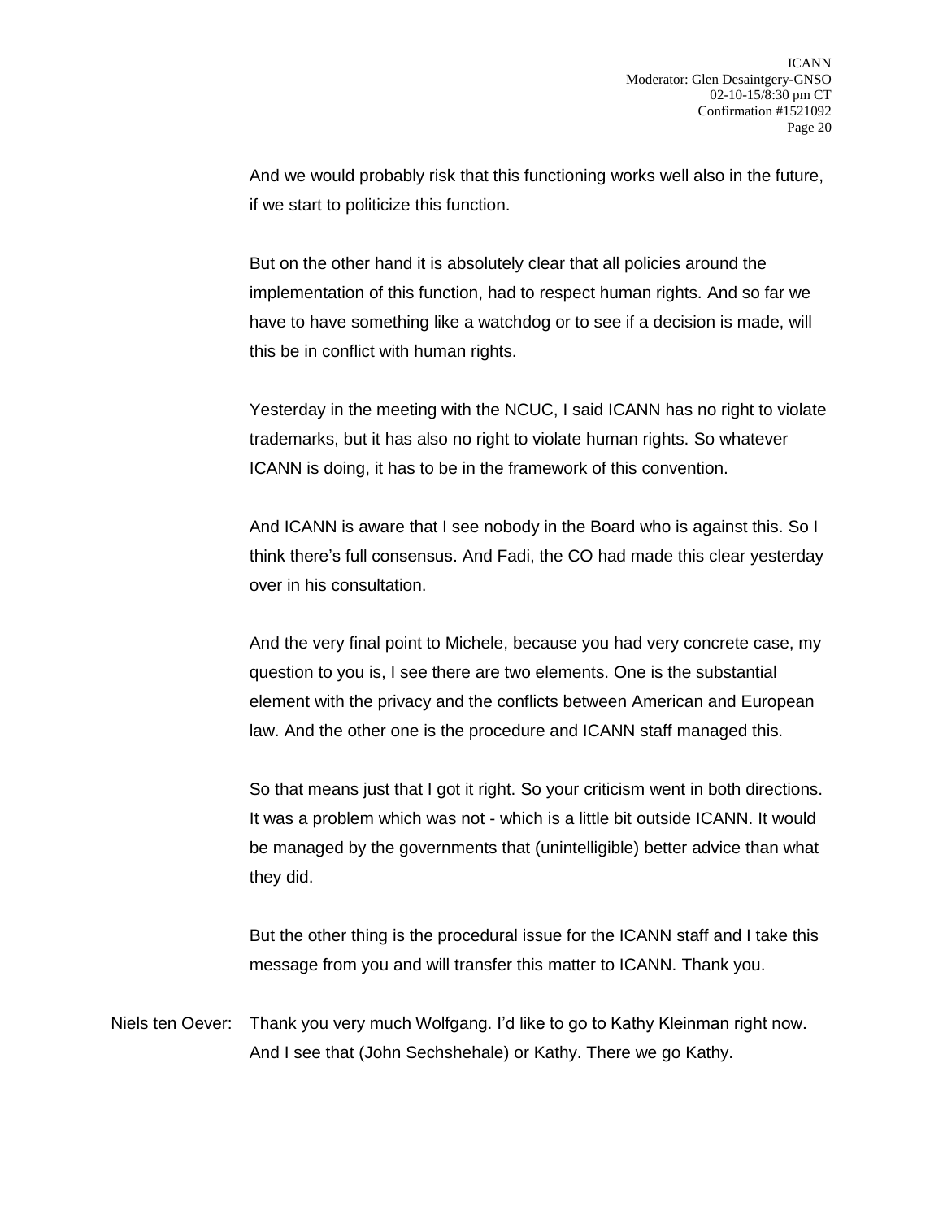And we would probably risk that this functioning works well also in the future, if we start to politicize this function.

But on the other hand it is absolutely clear that all policies around the implementation of this function, had to respect human rights. And so far we have to have something like a watchdog or to see if a decision is made, will this be in conflict with human rights.

Yesterday in the meeting with the NCUC, I said ICANN has no right to violate trademarks, but it has also no right to violate human rights. So whatever ICANN is doing, it has to be in the framework of this convention.

And ICANN is aware that I see nobody in the Board who is against this. So I think there's full consensus. And Fadi, the CO had made this clear yesterday over in his consultation.

And the very final point to Michele, because you had very concrete case, my question to you is, I see there are two elements. One is the substantial element with the privacy and the conflicts between American and European law. And the other one is the procedure and ICANN staff managed this.

So that means just that I got it right. So your criticism went in both directions. It was a problem which was not - which is a little bit outside ICANN. It would be managed by the governments that (unintelligible) better advice than what they did.

But the other thing is the procedural issue for the ICANN staff and I take this message from you and will transfer this matter to ICANN. Thank you.

Niels ten Oever: Thank you very much Wolfgang. I'd like to go to Kathy Kleinman right now. And I see that (John Sechshehale) or Kathy. There we go Kathy.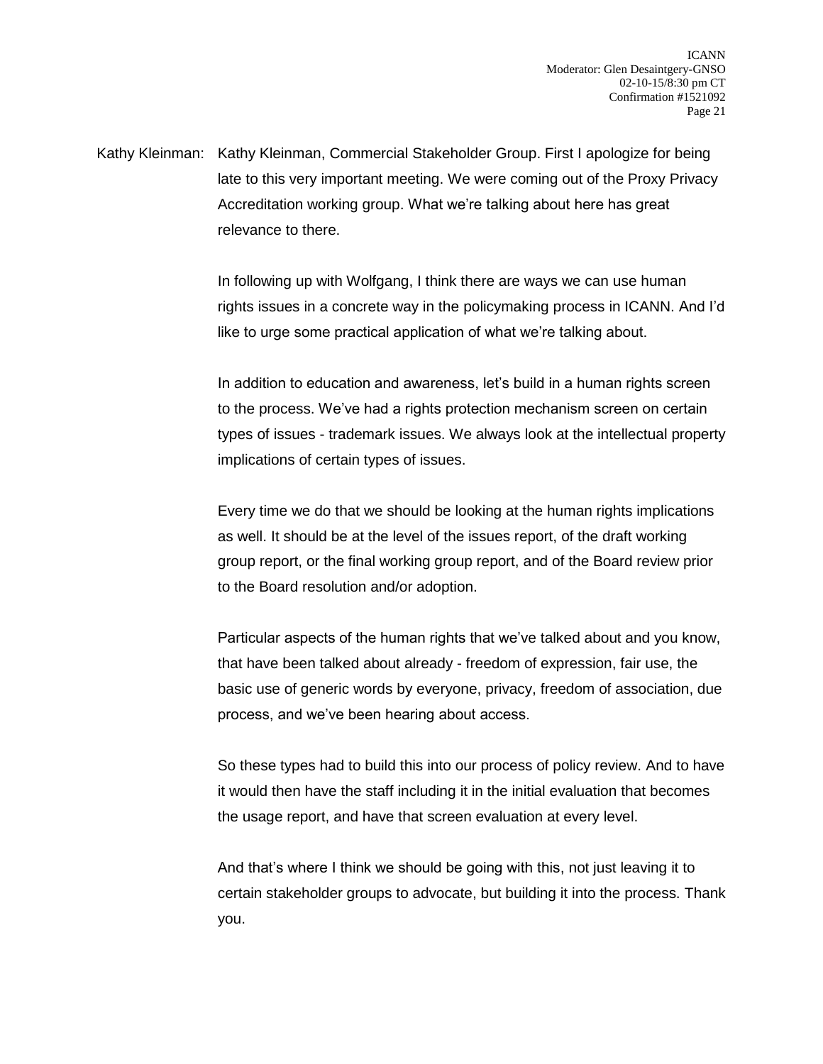Kathy Kleinman: Kathy Kleinman, Commercial Stakeholder Group. First I apologize for being late to this very important meeting. We were coming out of the Proxy Privacy Accreditation working group. What we're talking about here has great relevance to there.

In following up with Wolfgang, I think there are ways we can use human rights issues in a concrete way in the policymaking process in ICANN. And I'd like to urge some practical application of what we're talking about.

In addition to education and awareness, let's build in a human rights screen to the process. We've had a rights protection mechanism screen on certain types of issues - trademark issues. We always look at the intellectual property implications of certain types of issues.

Every time we do that we should be looking at the human rights implications as well. It should be at the level of the issues report, of the draft working group report, or the final working group report, and of the Board review prior to the Board resolution and/or adoption.

Particular aspects of the human rights that we've talked about and you know, that have been talked about already - freedom of expression, fair use, the basic use of generic words by everyone, privacy, freedom of association, due process, and we've been hearing about access.

So these types had to build this into our process of policy review. And to have it would then have the staff including it in the initial evaluation that becomes the usage report, and have that screen evaluation at every level.

And that's where I think we should be going with this, not just leaving it to certain stakeholder groups to advocate, but building it into the process. Thank you.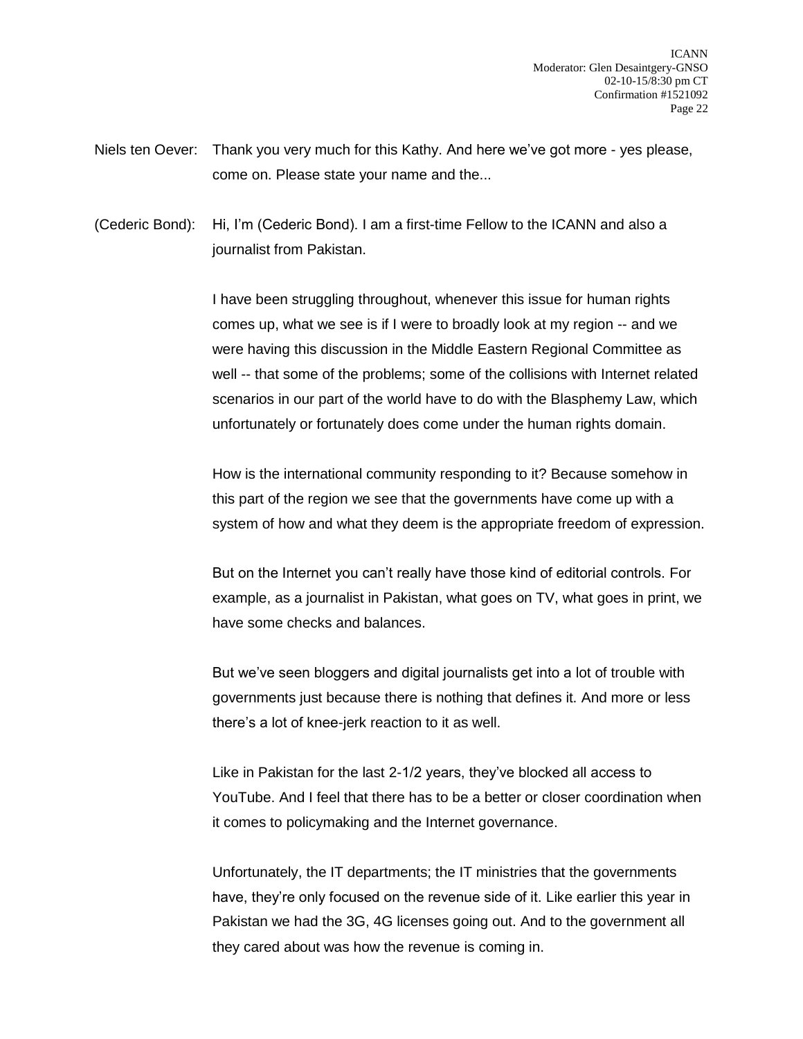Niels ten Oever: Thank you very much for this Kathy. And here we've got more - yes please, come on. Please state your name and the...

(Cederic Bond): Hi, I'm (Cederic Bond). I am a first-time Fellow to the ICANN and also a journalist from Pakistan.

I have been struggling throughout, whenever this issue for human rights comes up, what we see is if I were to broadly look at my region -- and we were having this discussion in the Middle Eastern Regional Committee as well -- that some of the problems; some of the collisions with Internet related scenarios in our part of the world have to do with the Blasphemy Law, which unfortunately or fortunately does come under the human rights domain.

How is the international community responding to it? Because somehow in this part of the region we see that the governments have come up with a system of how and what they deem is the appropriate freedom of expression.

But on the Internet you can't really have those kind of editorial controls. For example, as a journalist in Pakistan, what goes on TV, what goes in print, we have some checks and balances.

But we've seen bloggers and digital journalists get into a lot of trouble with governments just because there is nothing that defines it. And more or less there's a lot of knee-jerk reaction to it as well.

Like in Pakistan for the last 2-1/2 years, they've blocked all access to YouTube. And I feel that there has to be a better or closer coordination when it comes to policymaking and the Internet governance.

Unfortunately, the IT departments; the IT ministries that the governments have, they're only focused on the revenue side of it. Like earlier this year in Pakistan we had the 3G, 4G licenses going out. And to the government all they cared about was how the revenue is coming in.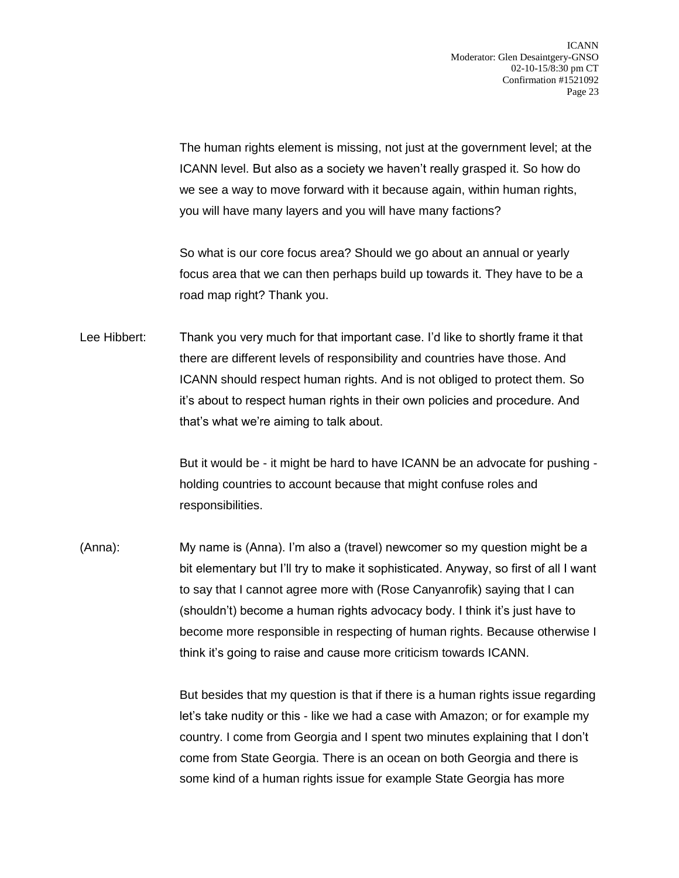The human rights element is missing, not just at the government level; at the ICANN level. But also as a society we haven't really grasped it. So how do we see a way to move forward with it because again, within human rights, you will have many layers and you will have many factions?

So what is our core focus area? Should we go about an annual or yearly focus area that we can then perhaps build up towards it. They have to be a road map right? Thank you.

Lee Hibbert: Thank you very much for that important case. I'd like to shortly frame it that there are different levels of responsibility and countries have those. And ICANN should respect human rights. And is not obliged to protect them. So it's about to respect human rights in their own policies and procedure. And that's what we're aiming to talk about.

But it would be - it might be hard to have ICANN be an advocate for pushing - holding countries to account because that might confuse roles and responsibilities.

(Anna): My name is (Anna). I'm also a (travel) newcomer so my question might be a bit elementary but I'll try to make it sophisticated. Anyway, so first of all I want to say that I cannot agree more with (Rose Canyanrofik) saying that I can (shouldn't) become a human rights advocacy body. I think it's just have to become more responsible in respecting of human rights. Because otherwise I think it's going to raise and cause more criticism towards ICANN.

But besides that my question is that if there is a human rights issue regarding let's take nudity or this - like we had a case with Amazon; or for example my country. I come from Georgia and I spent two minutes explaining that I don't come from State Georgia. There is an ocean on both Georgia and there is some kind of a human rights issue for example State Georgia has more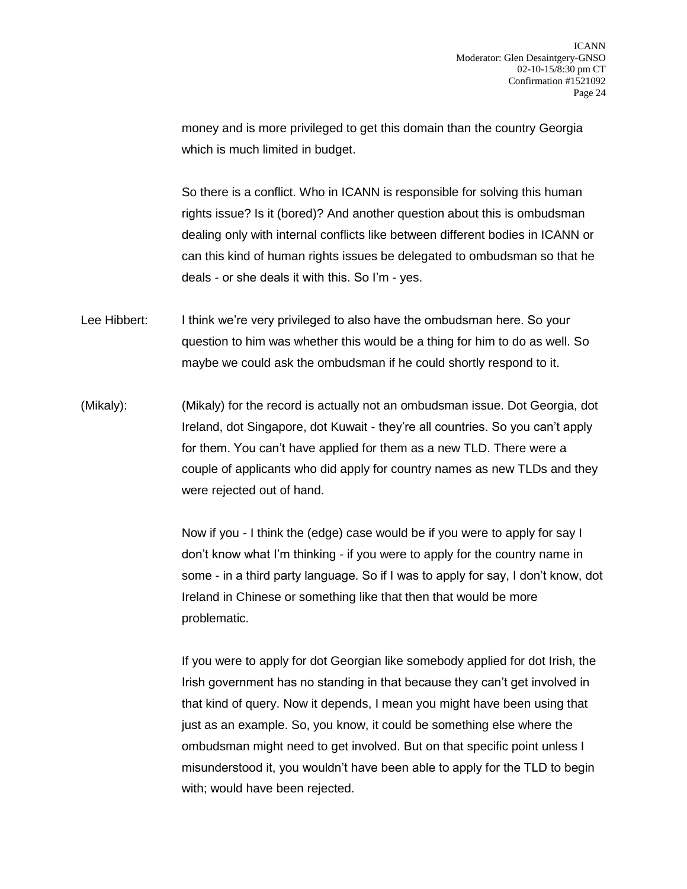money and is more privileged to get this domain than the country Georgia which is much limited in budget.

So there is a conflict. Who in ICANN is responsible for solving this human rights issue? Is it (bored)? And another question about this is ombudsman dealing only with internal conflicts like between different bodies in ICANN or can this kind of human rights issues be delegated to ombudsman so that he deals - or she deals it with this. So I'm - yes.

Lee Hibbert: I think we're very privileged to also have the ombudsman here. So your question to him was whether this would be a thing for him to do as well. So maybe we could ask the ombudsman if he could shortly respond to it.

(Mikaly): (Mikaly) for the record is actually not an ombudsman issue. Dot Georgia, dot Ireland, dot Singapore, dot Kuwait - they're all countries. So you can't apply for them. You can't have applied for them as a new TLD. There were a couple of applicants who did apply for country names as new TLDs and they were rejected out of hand.

Now if you - I think the (edge) case would be if you were to apply for say I don't know what I'm thinking - if you were to apply for the country name in some - in a third party language. So if I was to apply for say, I don't know, dot Ireland in Chinese or something like that then that would be more problematic.

If you were to apply for dot Georgian like somebody applied for dot Irish, the Irish government has no standing in that because they can't get involved in that kind of query. Now it depends, I mean you might have been using that just as an example. So, you know, it could be something else where the ombudsman might need to get involved. But on that specific point unless I misunderstood it, you wouldn't have been able to apply for the TLD to begin with; would have been rejected.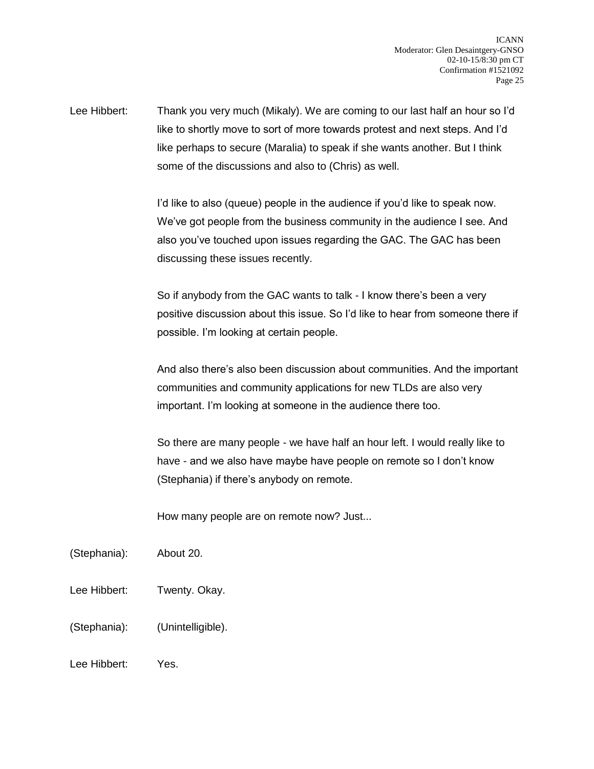Lee Hibbert: Thank you very much (Mikaly). We are coming to our last half an hour so I'd like to shortly move to sort of more towards protest and next steps. And I'd like perhaps to secure (Maralia) to speak if she wants another. But I think some of the discussions and also to (Chris) as well.

I'd like to also (queue) people in the audience if you'd like to speak now. We've got people from the business community in the audience I see. And also you've touched upon issues regarding the GAC. The GAC has been discussing these issues recently.

So if anybody from the GAC wants to talk - I know there's been a very positive discussion about this issue. So I'd like to hear from someone there if possible. I'm looking at certain people.

And also there's also been discussion about communities. And the important communities and community applications for new TLDs are also very important. I'm looking at someone in the audience there too.

So there are many people - we have half an hour left. I would really like to have - and we also have maybe have people on remote so I don't know (Stephania) if there's anybody on remote.

How many people are on remote now? Just...

(Stephania): About 20.

Lee Hibbert: Twenty. Okay.

(Stephania): (Unintelligible).

Lee Hibbert: Yes.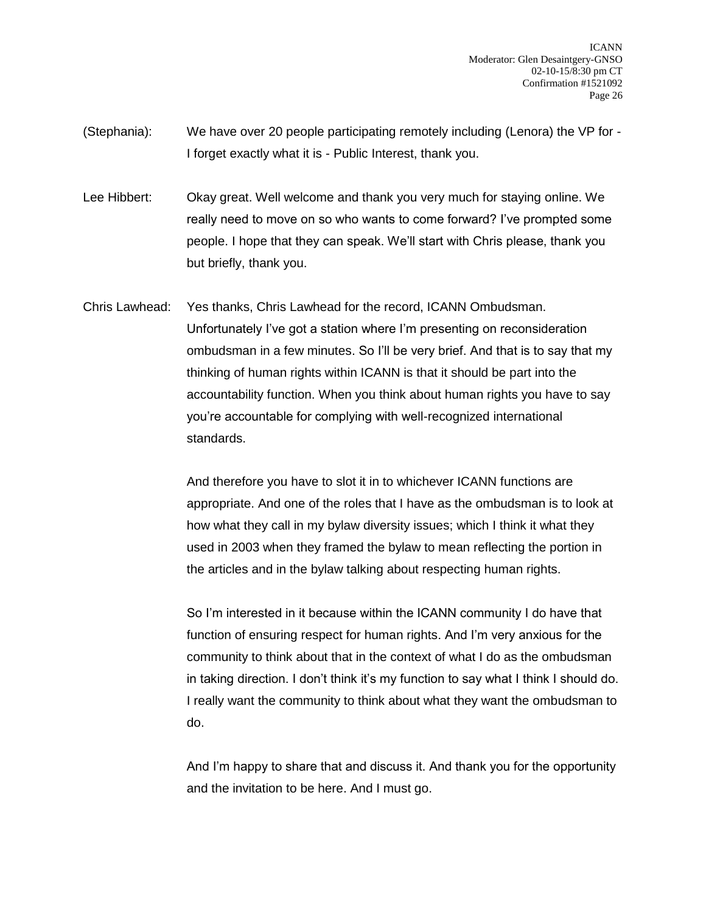(Stephania): We have over 20 people participating remotely including (Lenora) the VP for - I forget exactly what it is - Public Interest, thank you.

Lee Hibbert: Okay great. Well welcome and thank you very much for staying online. We really need to move on so who wants to come forward? I've prompted some people. I hope that they can speak. We'll start with Chris please, thank you but briefly, thank you.

Chris Lawhead: Yes thanks, Chris Lawhead for the record, ICANN Ombudsman. Unfortunately I've got a station where I'm presenting on reconsideration ombudsman in a few minutes. So I'll be very brief. And that is to say that my thinking of human rights within ICANN is that it should be part into the accountability function. When you think about human rights you have to say you're accountable for complying with well-recognized international standards.

And therefore you have to slot it in to whichever ICANN functions are appropriate. And one of the roles that I have as the ombudsman is to look at how what they call in my bylaw diversity issues; which I think it what they used in 2003 when they framed the bylaw to mean reflecting the portion in the articles and in the bylaw talking about respecting human rights.

So I'm interested in it because within the ICANN community I do have that function of ensuring respect for human rights. And I'm very anxious for the community to think about that in the context of what I do as the ombudsman in taking direction. I don't think it's my function to say what I think I should do. I really want the community to think about what they want the ombudsman to do.

And I'm happy to share that and discuss it. And thank you for the opportunity and the invitation to be here. And I must go.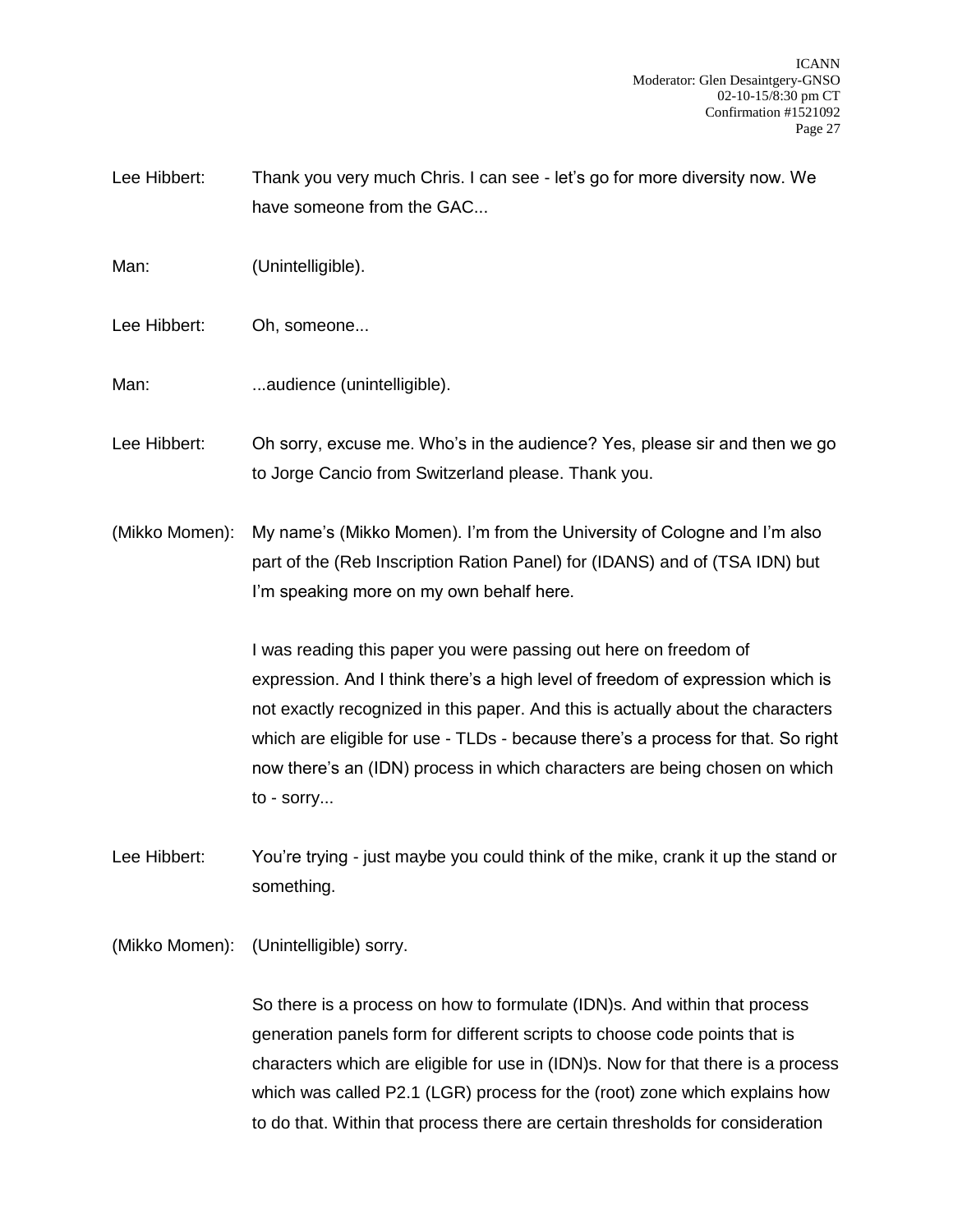Lee Hibbert: Thank you very much Chris. I can see - let's go for more diversity now. We have someone from the GAC...

Man: (Unintelligible).

Lee Hibbert: Oh, someone...

Man: ...audience (unintelligible).

Lee Hibbert: Oh sorry, excuse me. Who's in the audience? Yes, please sir and then we go to Jorge Cancio from Switzerland please. Thank you.

(Mikko Momen): My name's (Mikko Momen). I'm from the University of Cologne and I'm also part of the (Reb Inscription Ration Panel) for (IDANS) and of (TSA IDN) but I'm speaking more on my own behalf here.

I was reading this paper you were passing out here on freedom of expression. And I think there's a high level of freedom of expression which is not exactly recognized in this paper. And this is actually about the characters which are eligible for use - TLDs - because there's a process for that. So right now there's an (IDN) process in which characters are being chosen on which to - sorry...

Lee Hibbert: You're trying - just maybe you could think of the mike, crank it up the stand or something.

(Mikko Momen): (Unintelligible) sorry.

So there is a process on how to formulate (IDN)s. And within that process generation panels form for different scripts to choose code points that is characters which are eligible for use in (IDN)s. Now for that there is a process which was called P2.1 (LGR) process for the (root) zone which explains how to do that. Within that process there are certain thresholds for consideration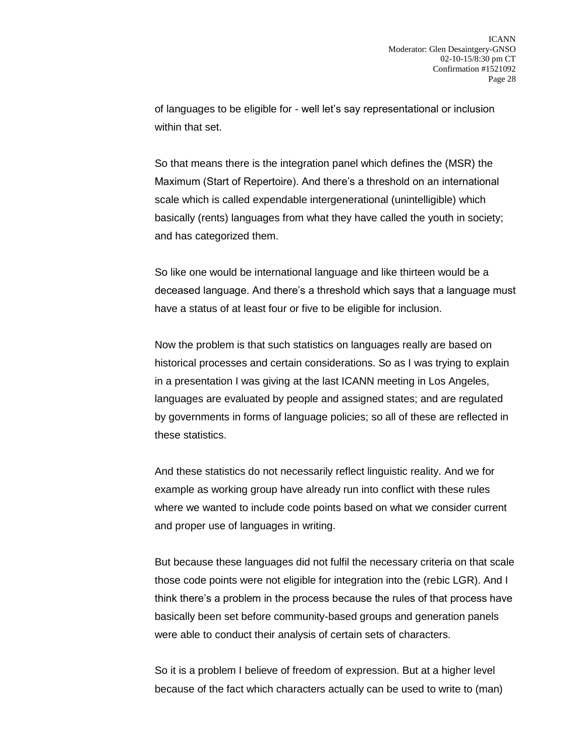of languages to be eligible for - well let's say representational or inclusion within that set.

So that means there is the integration panel which defines the (MSR) the Maximum (Start of Repertoire). And there's a threshold on an international scale which is called expendable intergenerational (unintelligible) which basically (rents) languages from what they have called the youth in society; and has categorized them.

So like one would be international language and like thirteen would be a deceased language. And there's a threshold which says that a language must have a status of at least four or five to be eligible for inclusion.

Now the problem is that such statistics on languages really are based on historical processes and certain considerations. So as I was trying to explain in a presentation I was giving at the last ICANN meeting in Los Angeles, languages are evaluated by people and assigned states; and are regulated by governments in forms of language policies; so all of these are reflected in these statistics.

And these statistics do not necessarily reflect linguistic reality. And we for example as working group have already run into conflict with these rules where we wanted to include code points based on what we consider current and proper use of languages in writing.

But because these languages did not fulfil the necessary criteria on that scale those code points were not eligible for integration into the (rebic LGR). And I think there's a problem in the process because the rules of that process have basically been set before community-based groups and generation panels were able to conduct their analysis of certain sets of characters.

So it is a problem I believe of freedom of expression. But at a higher level because of the fact which characters actually can be used to write to (man)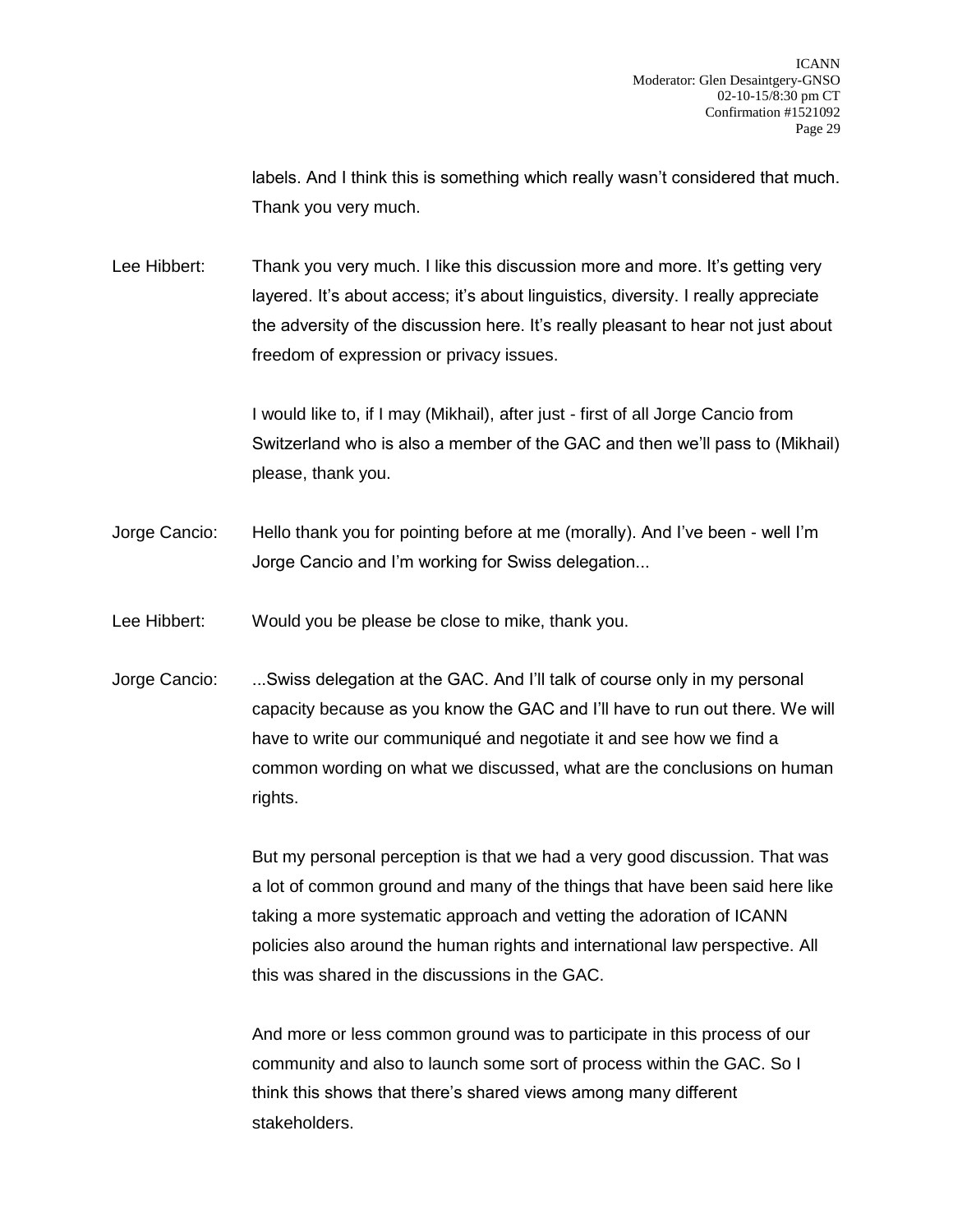labels. And I think this is something which really wasn't considered that much. Thank you very much.

Lee Hibbert: Thank you very much. I like this discussion more and more. It's getting very layered. It's about access; it's about linguistics, diversity. I really appreciate the adversity of the discussion here. It's really pleasant to hear not just about freedom of expression or privacy issues.

I would like to, if I may (Mikhail), after just - first of all Jorge Cancio from Switzerland who is also a member of the GAC and then we'll pass to (Mikhail) please, thank you.

Jorge Cancio: Hello thank you for pointing before at me (morally). And I've been - well I'm Jorge Cancio and I'm working for Swiss delegation...

Lee Hibbert: Would you be please be close to mike, thank you.

Jorge Cancio: ...Swiss delegation at the GAC. And I'll talk of course only in my personal capacity because as you know the GAC and I'll have to run out there. We will have to write our communiqué and negotiate it and see how we find a common wording on what we discussed, what are the conclusions on human rights.

But my personal perception is that we had a very good discussion. That was a lot of common ground and many of the things that have been said here like taking a more systematic approach and vetting the adoration of ICANN policies also around the human rights and international law perspective. All this was shared in the discussions in the GAC.

And more or less common ground was to participate in this process of our community and also to launch some sort of process within the GAC. So I think this shows that there's shared views among many different stakeholders.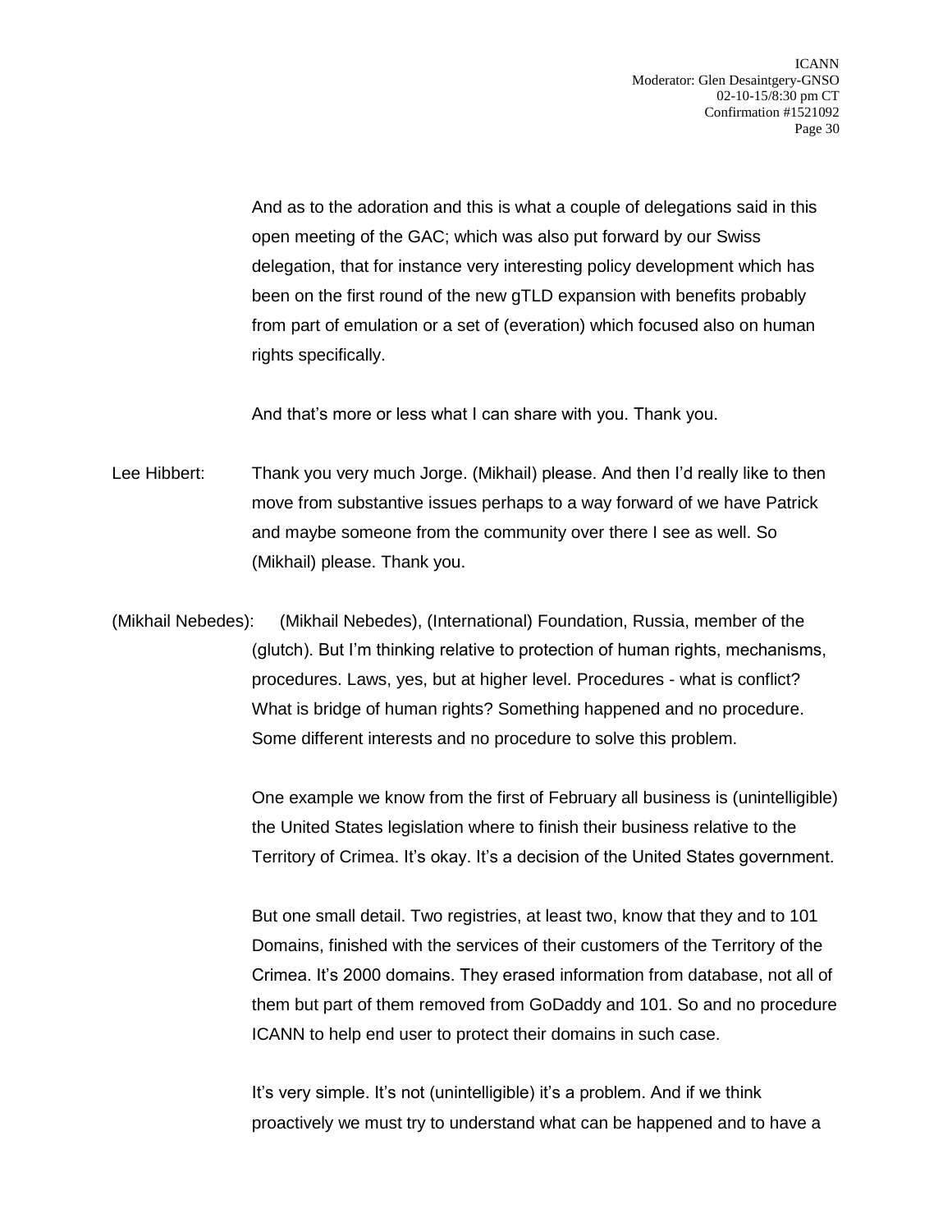And as to the adoration and this is what a couple of delegations said in this open meeting of the GAC; which was also put forward by our Swiss delegation, that for instance very interesting policy development which has been on the first round of the new gTLD expansion with benefits probably from part of emulation or a set of (everation) which focused also on human rights specifically.

And that's more or less what I can share with you. Thank you.

Lee Hibbert: Thank you very much Jorge. (Mikhail) please. And then I'd really like to then move from substantive issues perhaps to a way forward of we have Patrick and maybe someone from the community over there I see as well. So (Mikhail) please. Thank you.

(Mikhail Nebedes): (Mikhail Nebedes), (International) Foundation, Russia, member of the (glutch). But I'm thinking relative to protection of human rights, mechanisms, procedures. Laws, yes, but at higher level. Procedures - what is conflict? What is bridge of human rights? Something happened and no procedure. Some different interests and no procedure to solve this problem.

One example we know from the first of February all business is (unintelligible) the United States legislation where to finish their business relative to the Territory of Crimea. It's okay. It's a decision of the United States government.

But one small detail. Two registries, at least two, know that they and to 101 Domains, finished with the services of their customers of the Territory of the Crimea. It's 2000 domains. They erased information from database, not all of them but part of them removed from GoDaddy and 101. So and no procedure ICANN to help end user to protect their domains in such case.

It's very simple. It's not (unintelligible) it's a problem. And if we think proactively we must try to understand what can be happened and to have a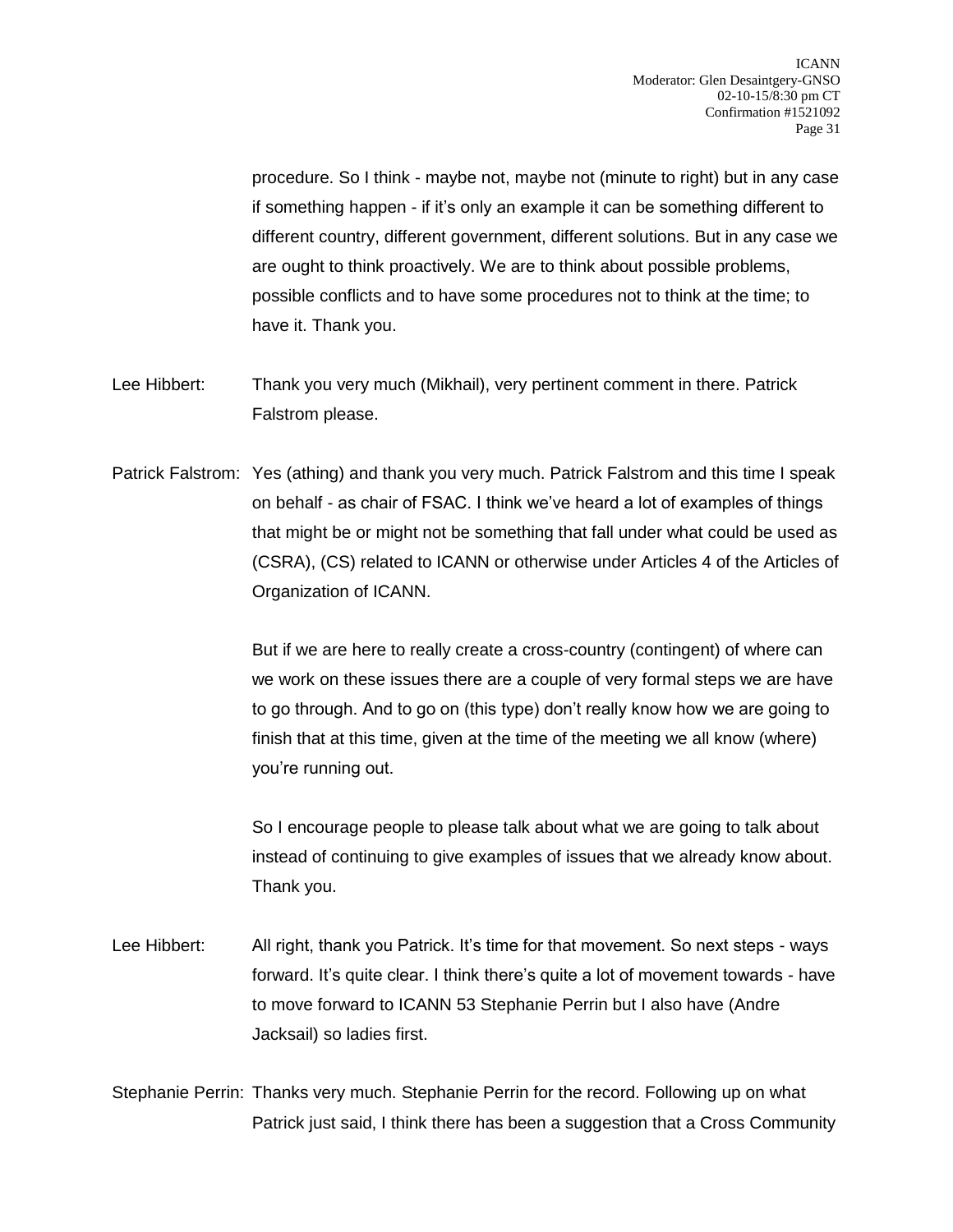procedure. So I think - maybe not, maybe not (minute to right) but in any case if something happen - if it's only an example it can be something different to different country, different government, different solutions. But in any case we are ought to think proactively. We are to think about possible problems, possible conflicts and to have some procedures not to think at the time; to have it. Thank you.

Lee Hibbert: Thank you very much (Mikhail), very pertinent comment in there. Patrick Falstrom please.

Patrick Falstrom: Yes (athing) and thank you very much. Patrick Falstrom and this time I speak on behalf - as chair of FSAC. I think we've heard a lot of examples of things that might be or might not be something that fall under what could be used as (CSRA), (CS) related to ICANN or otherwise under Articles 4 of the Articles of Organization of ICANN.

But if we are here to really create a cross-country (contingent) of where can we work on these issues there are a couple of very formal steps we are have to go through. And to go on (this type) don't really know how we are going to finish that at this time, given at the time of the meeting we all know (where) you're running out.

So I encourage people to please talk about what we are going to talk about instead of continuing to give examples of issues that we already know about. Thank you.

Lee Hibbert: All right, thank you Patrick. It's time for that movement. So next steps - ways forward. It's quite clear. I think there's quite a lot of movement towards - have to move forward to ICANN 53 Stephanie Perrin but I also have (Andre Jacksail) so ladies first.

Stephanie Perrin: Thanks very much. Stephanie Perrin for the record. Following up on what Patrick just said, I think there has been a suggestion that a Cross Community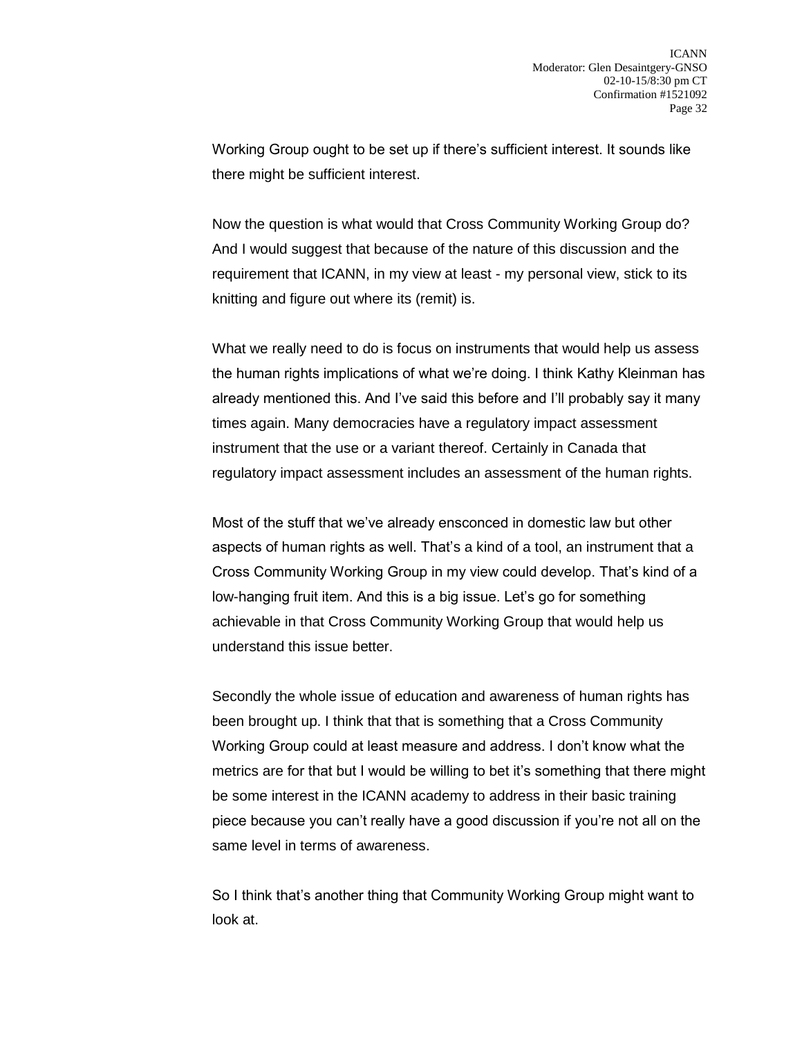Working Group ought to be set up if there's sufficient interest. It sounds like there might be sufficient interest.

Now the question is what would that Cross Community Working Group do? And I would suggest that because of the nature of this discussion and the requirement that ICANN, in my view at least - my personal view, stick to its knitting and figure out where its (remit) is.

What we really need to do is focus on instruments that would help us assess the human rights implications of what we're doing. I think Kathy Kleinman has already mentioned this. And I've said this before and I'll probably say it many times again. Many democracies have a regulatory impact assessment instrument that the use or a variant thereof. Certainly in Canada that regulatory impact assessment includes an assessment of the human rights.

Most of the stuff that we've already ensconced in domestic law but other aspects of human rights as well. That's a kind of a tool, an instrument that a Cross Community Working Group in my view could develop. That's kind of a low-hanging fruit item. And this is a big issue. Let's go for something achievable in that Cross Community Working Group that would help us understand this issue better.

Secondly the whole issue of education and awareness of human rights has been brought up. I think that that is something that a Cross Community Working Group could at least measure and address. I don't know what the metrics are for that but I would be willing to bet it's something that there might be some interest in the ICANN academy to address in their basic training piece because you can't really have a good discussion if you're not all on the same level in terms of awareness.

So I think that's another thing that Community Working Group might want to look at.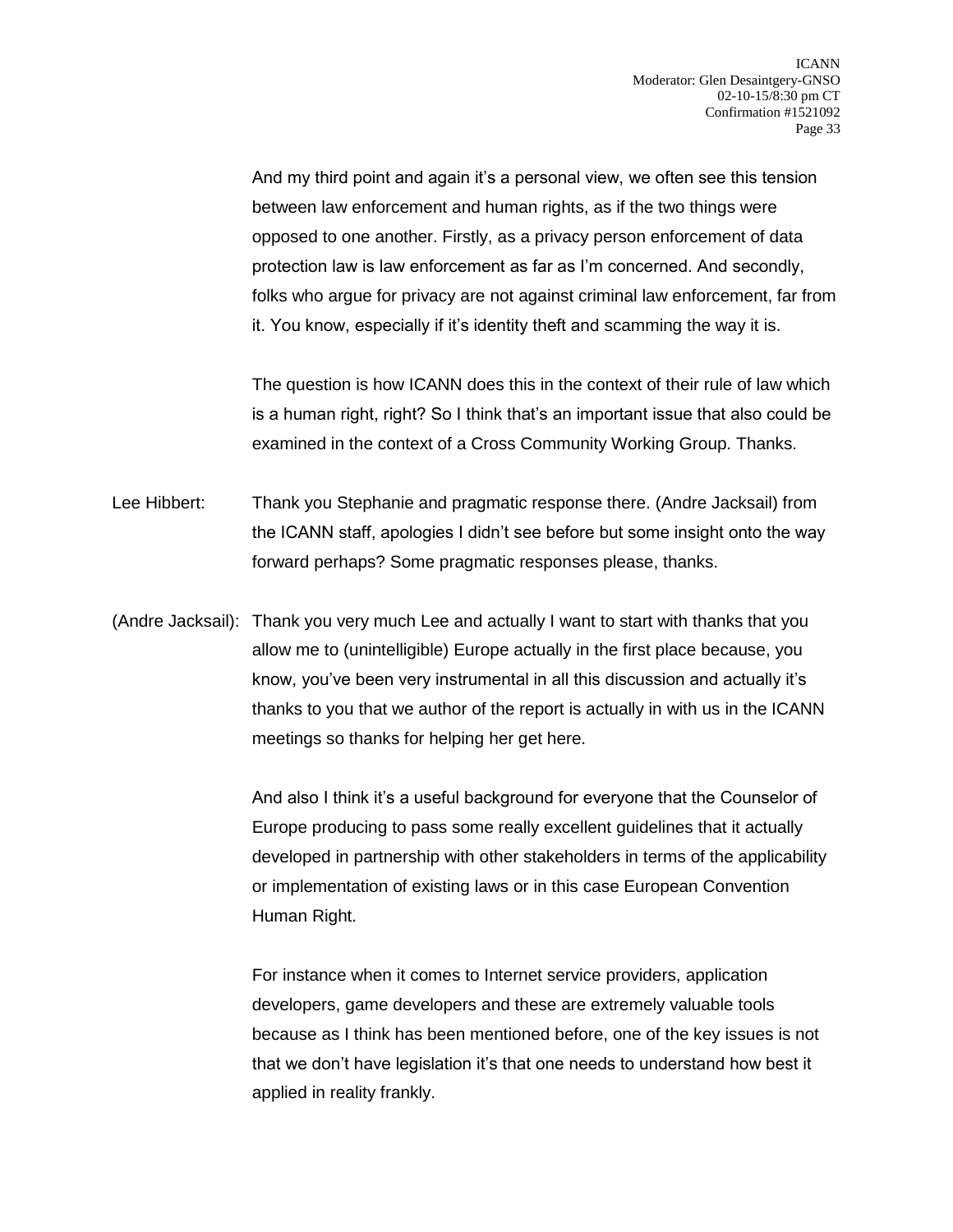And my third point and again it's a personal view, we often see this tension between law enforcement and human rights, as if the two things were opposed to one another. Firstly, as a privacy person enforcement of data protection law is law enforcement as far as I'm concerned. And secondly, folks who argue for privacy are not against criminal law enforcement, far from it. You know, especially if it's identity theft and scamming the way it is.

The question is how ICANN does this in the context of their rule of law which is a human right, right? So I think that's an important issue that also could be examined in the context of a Cross Community Working Group. Thanks.

Lee Hibbert: Thank you Stephanie and pragmatic response there. (Andre Jacksail) from the ICANN staff, apologies I didn't see before but some insight onto the way forward perhaps? Some pragmatic responses please, thanks.

(Andre Jacksail): Thank you very much Lee and actually I want to start with thanks that you allow me to (unintelligible) Europe actually in the first place because, you know, you've been very instrumental in all this discussion and actually it's thanks to you that we author of the report is actually in with us in the ICANN meetings so thanks for helping her get here.

And also I think it's a useful background for everyone that the Counselor of Europe producing to pass some really excellent guidelines that it actually developed in partnership with other stakeholders in terms of the applicability or implementation of existing laws or in this case European Convention Human Right.

For instance when it comes to Internet service providers, application developers, game developers and these are extremely valuable tools because as I think has been mentioned before, one of the key issues is not that we don't have legislation it's that one needs to understand how best it applied in reality frankly.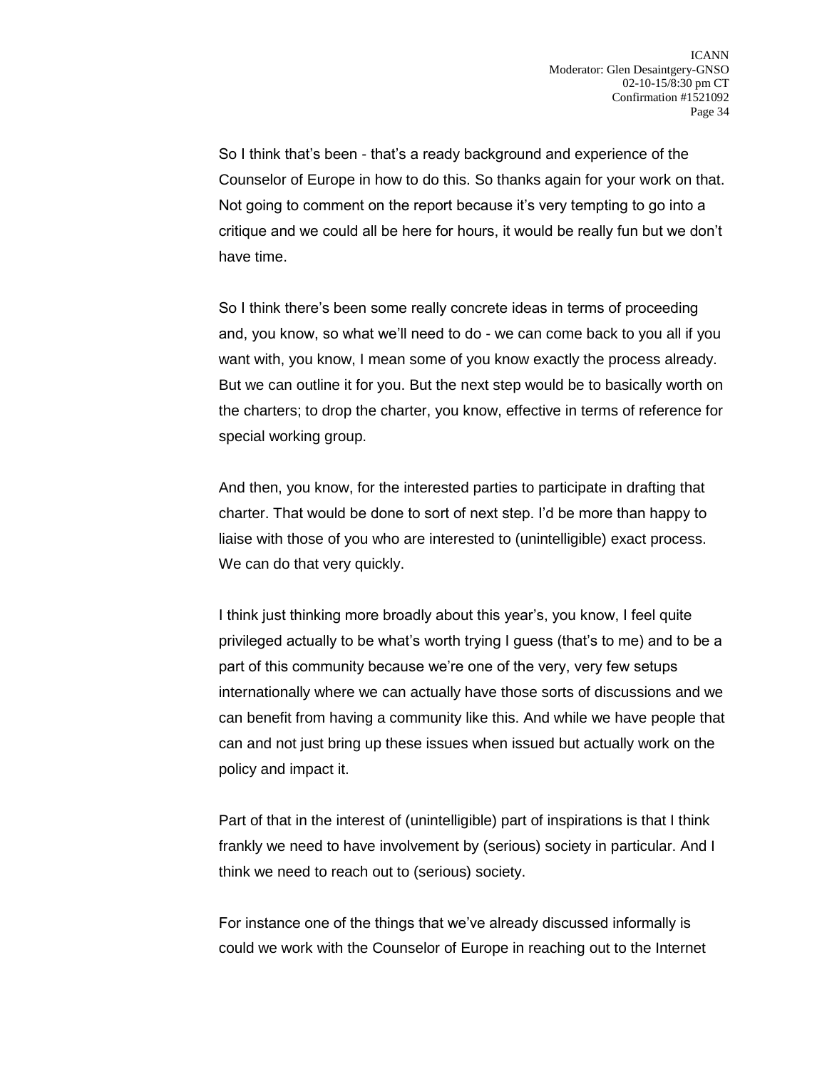So I think that's been - that's a ready background and experience of the Counselor of Europe in how to do this. So thanks again for your work on that. Not going to comment on the report because it's very tempting to go into a critique and we could all be here for hours, it would be really fun but we don't have time.

So I think there's been some really concrete ideas in terms of proceeding and, you know, so what we'll need to do - we can come back to you all if you want with, you know, I mean some of you know exactly the process already. But we can outline it for you. But the next step would be to basically worth on the charters; to drop the charter, you know, effective in terms of reference for special working group.

And then, you know, for the interested parties to participate in drafting that charter. That would be done to sort of next step. I'd be more than happy to liaise with those of you who are interested to (unintelligible) exact process. We can do that very quickly.

I think just thinking more broadly about this year's, you know, I feel quite privileged actually to be what's worth trying I guess (that's to me) and to be a part of this community because we're one of the very, very few setups internationally where we can actually have those sorts of discussions and we can benefit from having a community like this. And while we have people that can and not just bring up these issues when issued but actually work on the policy and impact it.

Part of that in the interest of (unintelligible) part of inspirations is that I think frankly we need to have involvement by (serious) society in particular. And I think we need to reach out to (serious) society.

For instance one of the things that we've already discussed informally is could we work with the Counselor of Europe in reaching out to the Internet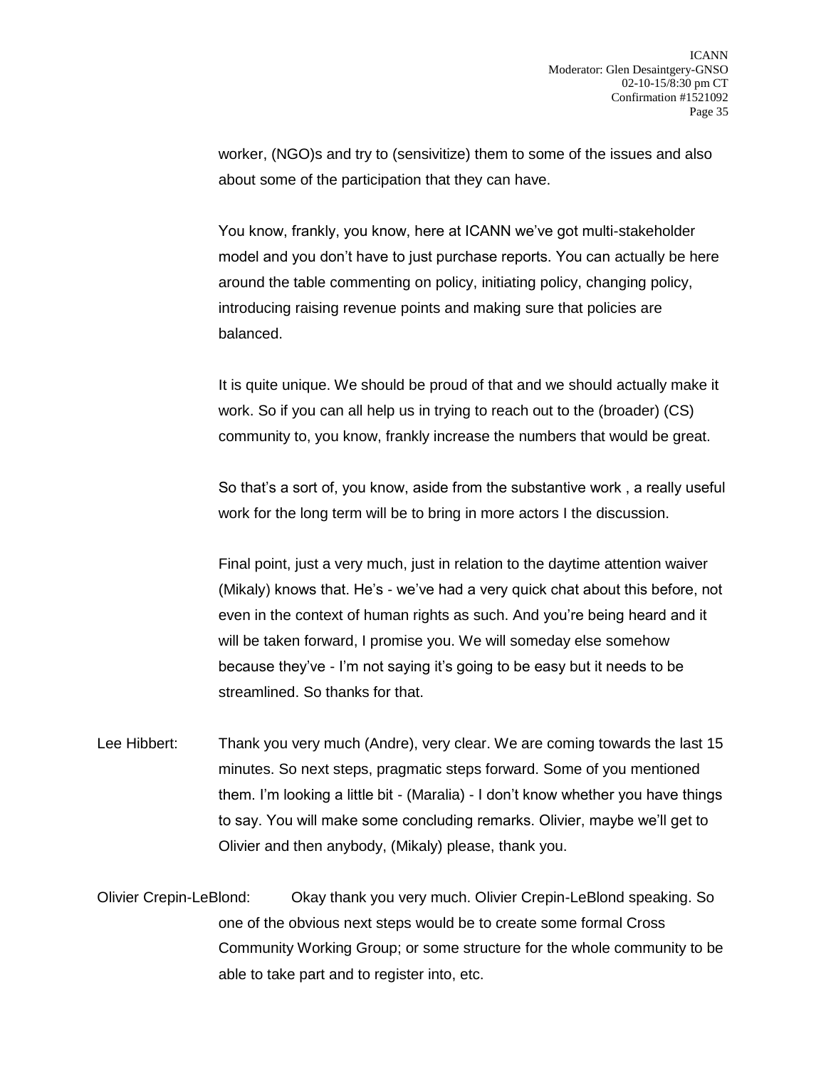worker, (NGO)s and try to (sensivitize) them to some of the issues and also about some of the participation that they can have.

You know, frankly, you know, here at ICANN we've got multi-stakeholder model and you don't have to just purchase reports. You can actually be here around the table commenting on policy, initiating policy, changing policy, introducing raising revenue points and making sure that policies are balanced.

It is quite unique. We should be proud of that and we should actually make it work. So if you can all help us in trying to reach out to the (broader) (CS) community to, you know, frankly increase the numbers that would be great.

So that's a sort of, you know, aside from the substantive work , a really useful work for the long term will be to bring in more actors I the discussion.

Final point, just a very much, just in relation to the daytime attention waiver (Mikaly) knows that. He's - we've had a very quick chat about this before, not even in the context of human rights as such. And you're being heard and it will be taken forward, I promise you. We will someday else somehow because they've - I'm not saying it's going to be easy but it needs to be streamlined. So thanks for that.

Lee Hibbert: Thank you very much (Andre), very clear. We are coming towards the last 15 minutes. So next steps, pragmatic steps forward. Some of you mentioned them. I'm looking a little bit - (Maralia) - I don't know whether you have things to say. You will make some concluding remarks. Olivier, maybe we'll get to Olivier and then anybody, (Mikaly) please, thank you.

Olivier Crepin-LeBlond: Okay thank you very much. Olivier Crepin-LeBlond speaking. So one of the obvious next steps would be to create some formal Cross Community Working Group; or some structure for the whole community to be able to take part and to register into, etc.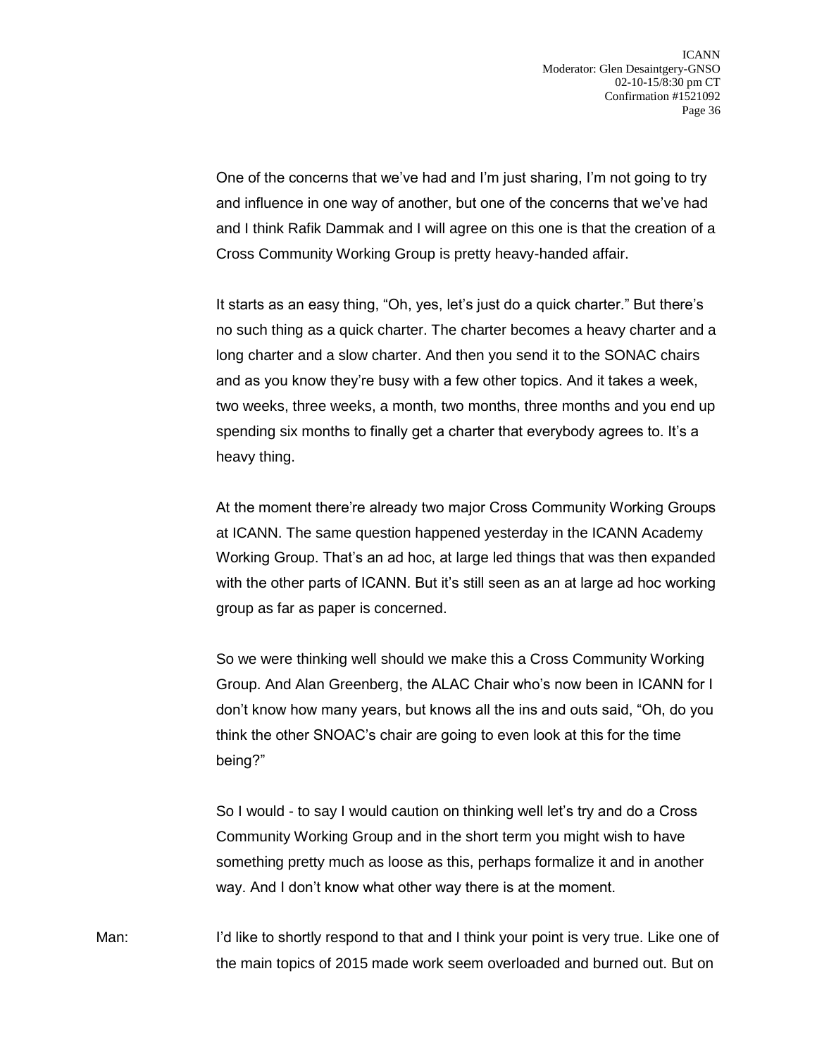One of the concerns that we've had and I'm just sharing, I'm not going to try and influence in one way of another, but one of the concerns that we've had and I think Rafik Dammak and I will agree on this one is that the creation of a Cross Community Working Group is pretty heavy-handed affair.

It starts as an easy thing, "Oh, yes, let's just do a quick charter." But there's no such thing as a quick charter. The charter becomes a heavy charter and a long charter and a slow charter. And then you send it to the SONAC chairs and as you know they're busy with a few other topics. And it takes a week, two weeks, three weeks, a month, two months, three months and you end up spending six months to finally get a charter that everybody agrees to. It's a heavy thing.

At the moment there're already two major Cross Community Working Groups at ICANN. The same question happened yesterday in the ICANN Academy Working Group. That's an ad hoc, at large led things that was then expanded with the other parts of ICANN. But it's still seen as an at large ad hoc working group as far as paper is concerned.

So we were thinking well should we make this a Cross Community Working Group. And Alan Greenberg, the ALAC Chair who's now been in ICANN for I don't know how many years, but knows all the ins and outs said, "Oh, do you think the other SNOAC's chair are going to even look at this for the time being?"

So I would - to say I would caution on thinking well let's try and do a Cross Community Working Group and in the short term you might wish to have something pretty much as loose as this, perhaps formalize it and in another way. And I don't know what other way there is at the moment.

Man: I'd like to shortly respond to that and I think your point is very true. Like one of the main topics of 2015 made work seem overloaded and burned out. But on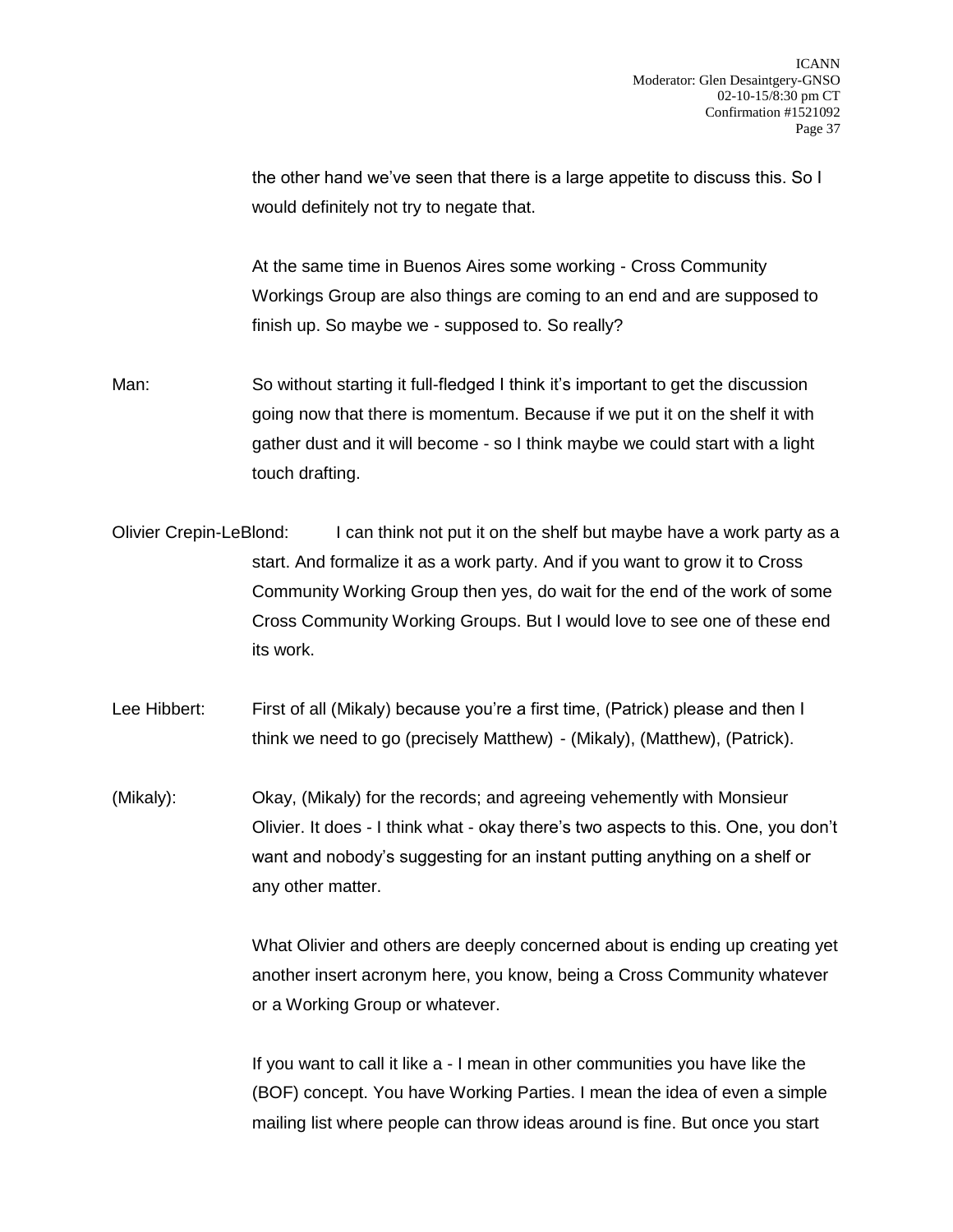the other hand we've seen that there is a large appetite to discuss this. So I would definitely not try to negate that.

At the same time in Buenos Aires some working - Cross Community Workings Group are also things are coming to an end and are supposed to finish up. So maybe we - supposed to. So really?

Man: So without starting it full-fledged I think it's important to get the discussion going now that there is momentum. Because if we put it on the shelf it with gather dust and it will become - so I think maybe we could start with a light touch drafting.

Olivier Crepin-LeBlond: I can think not put it on the shelf but maybe have a work party as a start. And formalize it as a work party. And if you want to grow it to Cross Community Working Group then yes, do wait for the end of the work of some Cross Community Working Groups. But I would love to see one of these end its work.

Lee Hibbert: First of all (Mikaly) because you're a first time, (Patrick) please and then I think we need to go (precisely Matthew) - (Mikaly), (Matthew), (Patrick).

(Mikaly): Okay, (Mikaly) for the records; and agreeing vehemently with Monsieur Olivier. It does - I think what - okay there's two aspects to this. One, you don't want and nobody's suggesting for an instant putting anything on a shelf or any other matter.

What Olivier and others are deeply concerned about is ending up creating yet another insert acronym here, you know, being a Cross Community whatever or a Working Group or whatever.

If you want to call it like a - I mean in other communities you have like the (BOF) concept. You have Working Parties. I mean the idea of even a simple mailing list where people can throw ideas around is fine. But once you start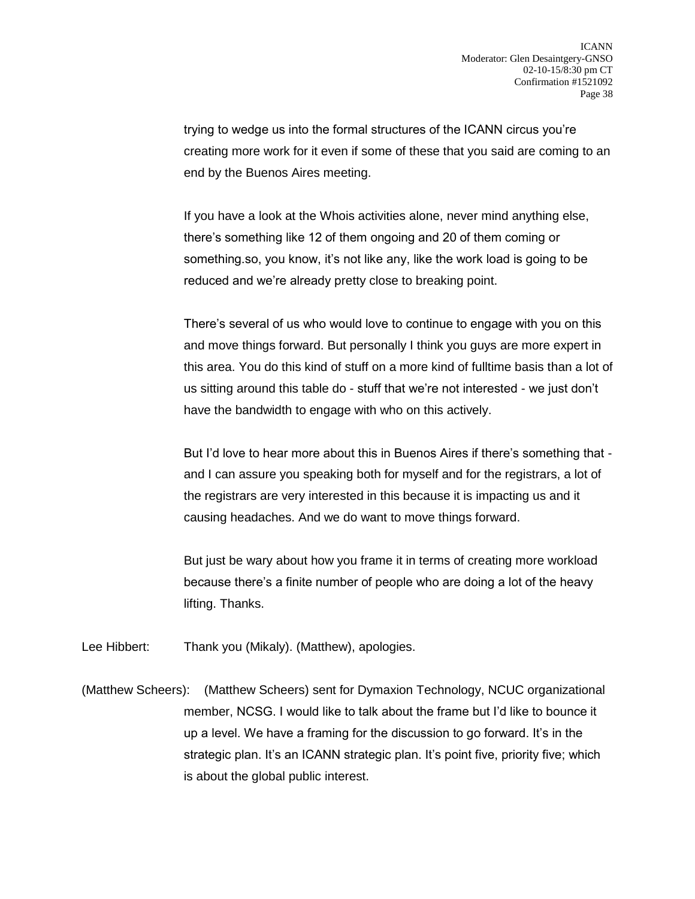trying to wedge us into the formal structures of the ICANN circus you're creating more work for it even if some of these that you said are coming to an end by the Buenos Aires meeting.

If you have a look at the Whois activities alone, never mind anything else, there's something like 12 of them ongoing and 20 of them coming or something.so, you know, it's not like any, like the work load is going to be reduced and we're already pretty close to breaking point.

There's several of us who would love to continue to engage with you on this and move things forward. But personally I think you guys are more expert in this area. You do this kind of stuff on a more kind of fulltime basis than a lot of us sitting around this table do - stuff that we're not interested - we just don't have the bandwidth to engage with who on this actively.

But I'd love to hear more about this in Buenos Aires if there's something that - and I can assure you speaking both for myself and for the registrars, a lot of the registrars are very interested in this because it is impacting us and it causing headaches. And we do want to move things forward.

But just be wary about how you frame it in terms of creating more workload because there's a finite number of people who are doing a lot of the heavy lifting. Thanks.

Lee Hibbert: Thank you (Mikaly). (Matthew), apologies.

(Matthew Scheers): (Matthew Scheers) sent for Dymaxion Technology, NCUC organizational member, NCSG. I would like to talk about the frame but I'd like to bounce it up a level. We have a framing for the discussion to go forward. It's in the strategic plan. It's an ICANN strategic plan. It's point five, priority five; which is about the global public interest.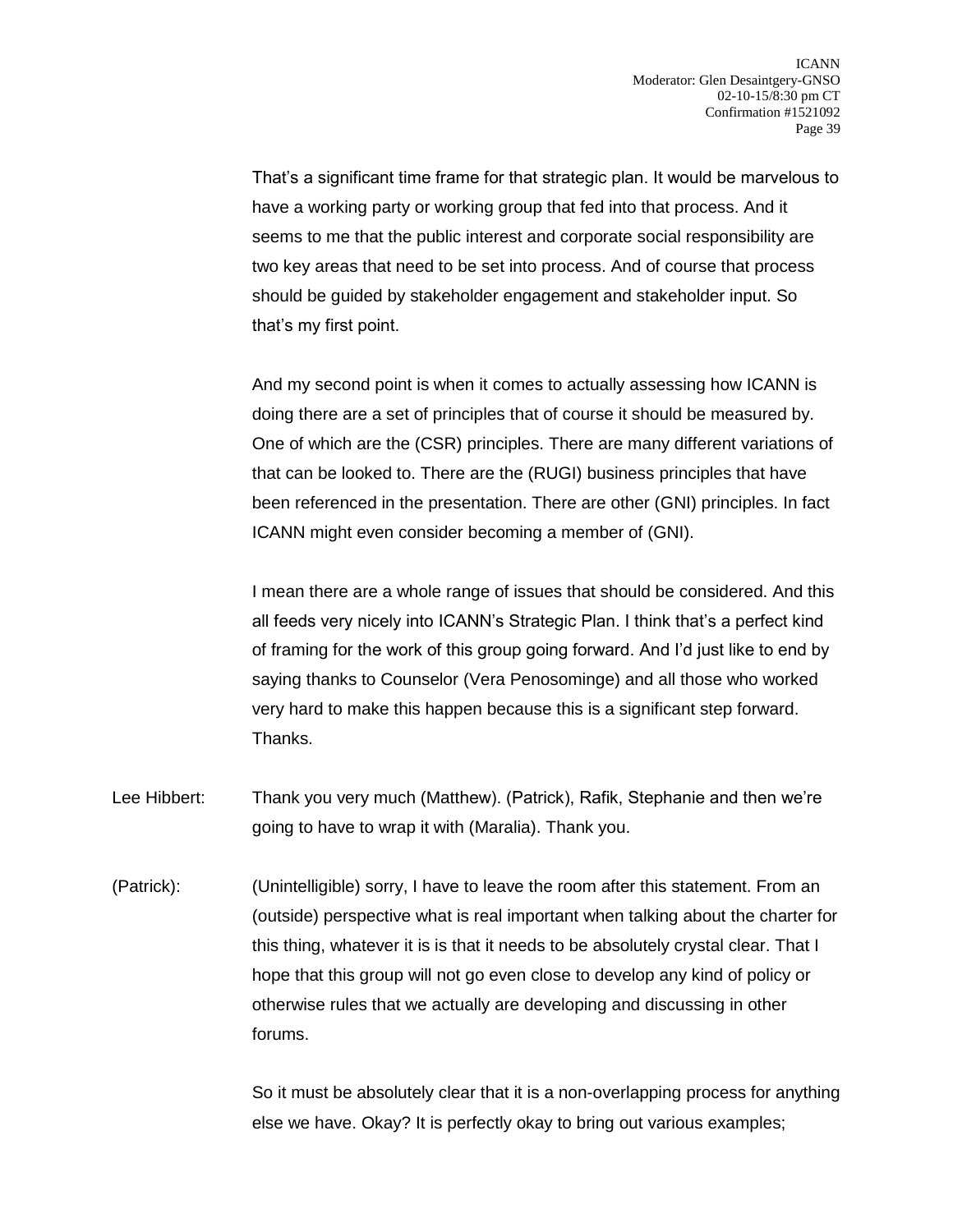That's a significant time frame for that strategic plan. It would be marvelous to have a working party or working group that fed into that process. And it seems to me that the public interest and corporate social responsibility are two key areas that need to be set into process. And of course that process should be guided by stakeholder engagement and stakeholder input. So that's my first point.

And my second point is when it comes to actually assessing how ICANN is doing there are a set of principles that of course it should be measured by. One of which are the (CSR) principles. There are many different variations of that can be looked to. There are the (RUGI) business principles that have been referenced in the presentation. There are other (GNI) principles. In fact ICANN might even consider becoming a member of (GNI).

I mean there are a whole range of issues that should be considered. And this all feeds very nicely into ICANN's Strategic Plan. I think that's a perfect kind of framing for the work of this group going forward. And I'd just like to end by saying thanks to Counselor (Vera Penosominge) and all those who worked very hard to make this happen because this is a significant step forward. Thanks.

Lee Hibbert: Thank you very much (Matthew). (Patrick), Rafik, Stephanie and then we're going to have to wrap it with (Maralia). Thank you.

(Patrick): (Unintelligible) sorry, I have to leave the room after this statement. From an (outside) perspective what is real important when talking about the charter for this thing, whatever it is is that it needs to be absolutely crystal clear. That I hope that this group will not go even close to develop any kind of policy or otherwise rules that we actually are developing and discussing in other forums.

So it must be absolutely clear that it is a non-overlapping process for anything else we have. Okay? It is perfectly okay to bring out various examples;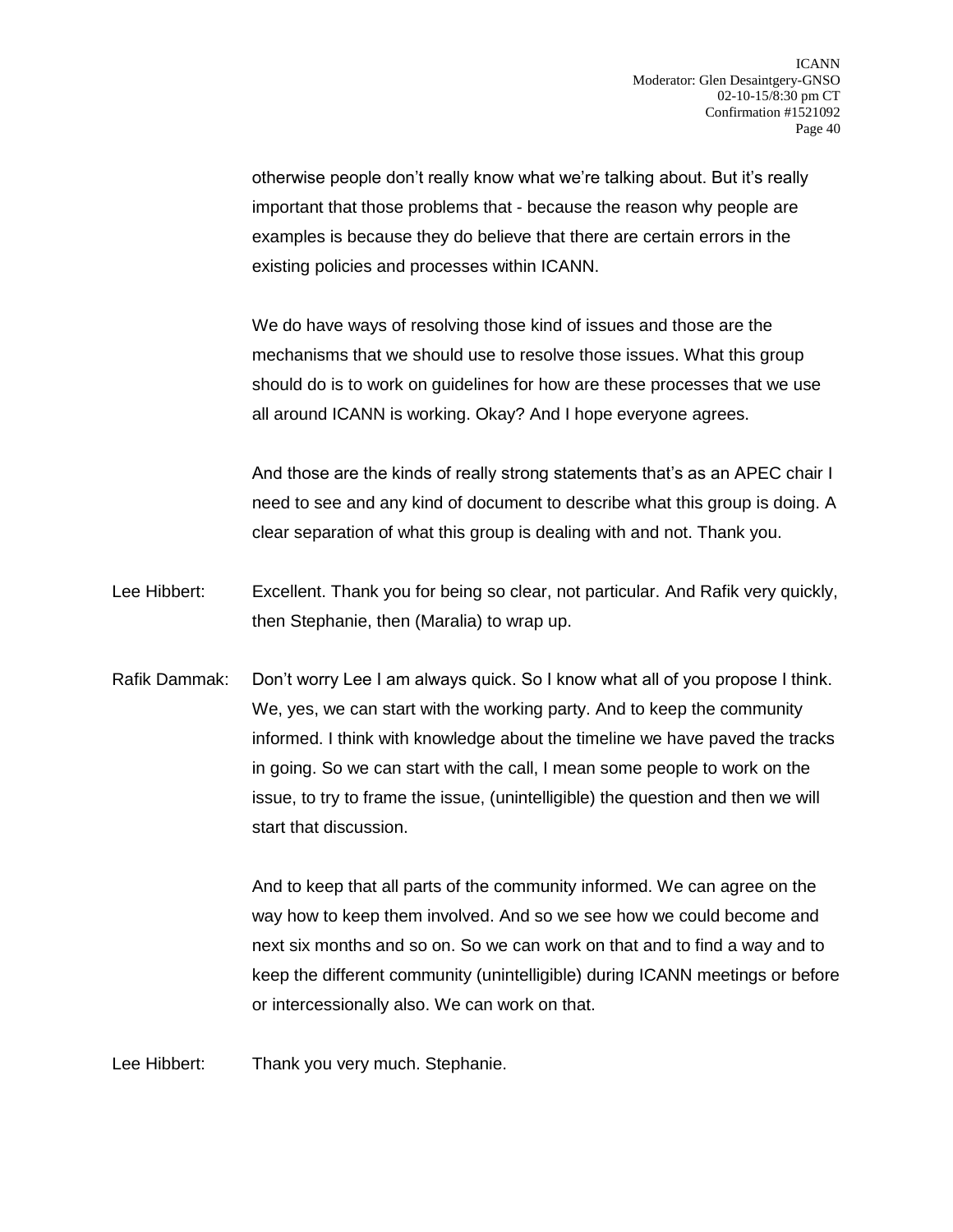otherwise people don't really know what we're talking about. But it's really important that those problems that - because the reason why people are examples is because they do believe that there are certain errors in the existing policies and processes within ICANN.

We do have ways of resolving those kind of issues and those are the mechanisms that we should use to resolve those issues. What this group should do is to work on guidelines for how are these processes that we use all around ICANN is working. Okay? And I hope everyone agrees.

And those are the kinds of really strong statements that's as an APEC chair I need to see and any kind of document to describe what this group is doing. A clear separation of what this group is dealing with and not. Thank you.

Lee Hibbert: Excellent. Thank you for being so clear, not particular. And Rafik very quickly, then Stephanie, then (Maralia) to wrap up.

Rafik Dammak: Don't worry Lee I am always quick. So I know what all of you propose I think. We, yes, we can start with the working party. And to keep the community informed. I think with knowledge about the timeline we have paved the tracks in going. So we can start with the call, I mean some people to work on the issue, to try to frame the issue, (unintelligible) the question and then we will start that discussion.

And to keep that all parts of the community informed. We can agree on the way how to keep them involved. And so we see how we could become and next six months and so on. So we can work on that and to find a way and to keep the different community (unintelligible) during ICANN meetings or before or intercessionally also. We can work on that.

Lee Hibbert: Thank you very much. Stephanie.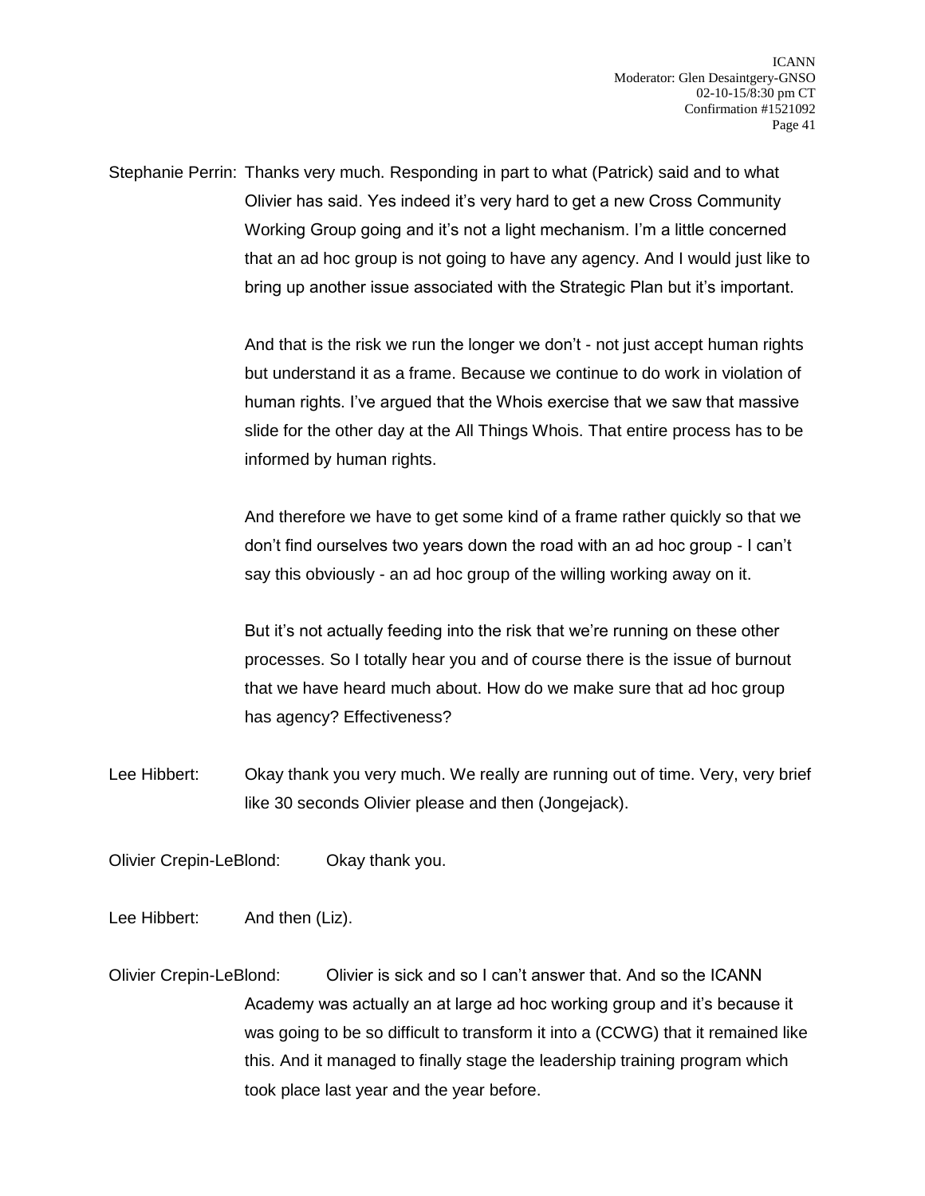Stephanie Perrin: Thanks very much. Responding in part to what (Patrick) said and to what Olivier has said. Yes indeed it's very hard to get a new Cross Community Working Group going and it's not a light mechanism. I'm a little concerned that an ad hoc group is not going to have any agency. And I would just like to bring up another issue associated with the Strategic Plan but it's important.

And that is the risk we run the longer we don't - not just accept human rights but understand it as a frame. Because we continue to do work in violation of human rights. I've argued that the Whois exercise that we saw that massive slide for the other day at the All Things Whois. That entire process has to be informed by human rights.

And therefore we have to get some kind of a frame rather quickly so that we don't find ourselves two years down the road with an ad hoc group - I can't say this obviously - an ad hoc group of the willing working away on it.

But it's not actually feeding into the risk that we're running on these other processes. So I totally hear you and of course there is the issue of burnout that we have heard much about. How do we make sure that ad hoc group has agency? Effectiveness?

Lee Hibbert: Okay thank you very much. We really are running out of time. Very, very brief like 30 seconds Olivier please and then (Jongejack).

Olivier Crepin-LeBlond: Okay thank you.

Lee Hibbert: And then (Liz).

Olivier Crepin-LeBlond: Olivier is sick and so I can't answer that. And so the ICANN Academy was actually an at large ad hoc working group and it's because it was going to be so difficult to transform it into a (CCWG) that it remained like this. And it managed to finally stage the leadership training program which took place last year and the year before.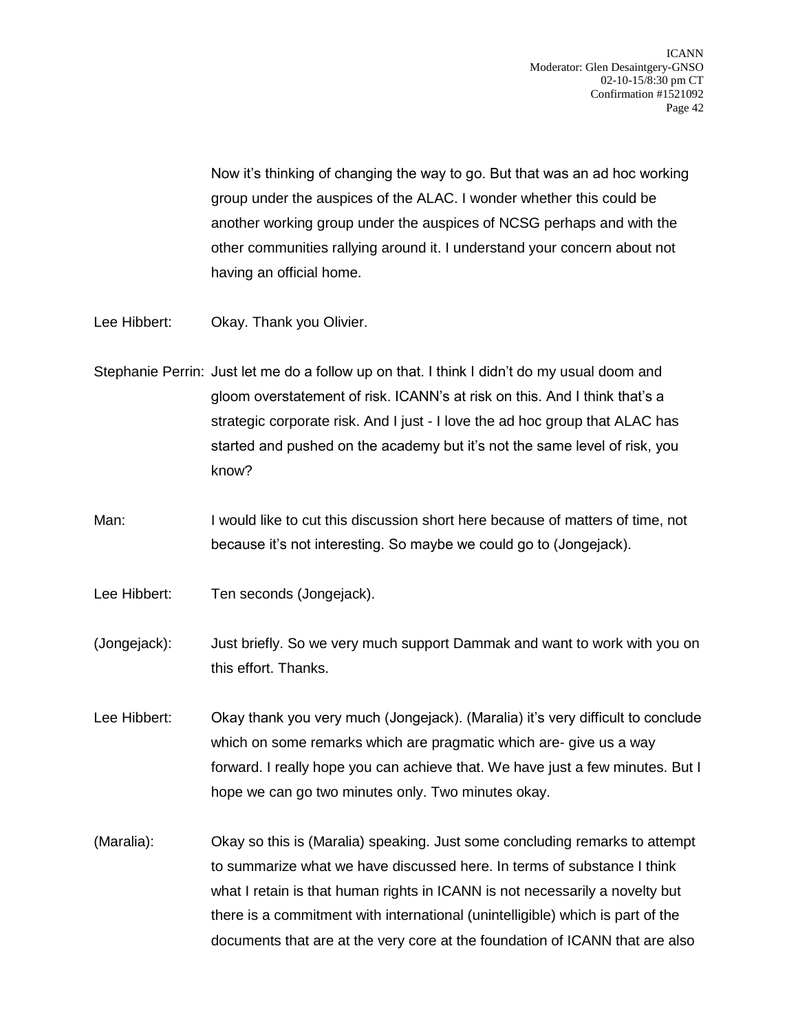Now it's thinking of changing the way to go. But that was an ad hoc working group under the auspices of the ALAC. I wonder whether this could be another working group under the auspices of NCSG perhaps and with the other communities rallying around it. I understand your concern about not having an official home.

Lee Hibbert: Okay. Thank you Olivier.

Stephanie Perrin: Just let me do a follow up on that. I think I didn't do my usual doom and gloom overstatement of risk. ICANN's at risk on this. And I think that's a strategic corporate risk. And I just - I love the ad hoc group that ALAC has started and pushed on the academy but it's not the same level of risk, you know?

Man: I would like to cut this discussion short here because of matters of time, not because it's not interesting. So maybe we could go to (Jongejack).

Lee Hibbert: Ten seconds (Jongejack).

(Jongejack): Just briefly. So we very much support Dammak and want to work with you on this effort. Thanks.

Lee Hibbert: Okay thank you very much (Jongejack). (Maralia) it's very difficult to conclude which on some remarks which are pragmatic which are- give us a way forward. I really hope you can achieve that. We have just a few minutes. But I hope we can go two minutes only. Two minutes okay.

(Maralia): Okay so this is (Maralia) speaking. Just some concluding remarks to attempt to summarize what we have discussed here. In terms of substance I think what I retain is that human rights in ICANN is not necessarily a novelty but there is a commitment with international (unintelligible) which is part of the documents that are at the very core at the foundation of ICANN that are also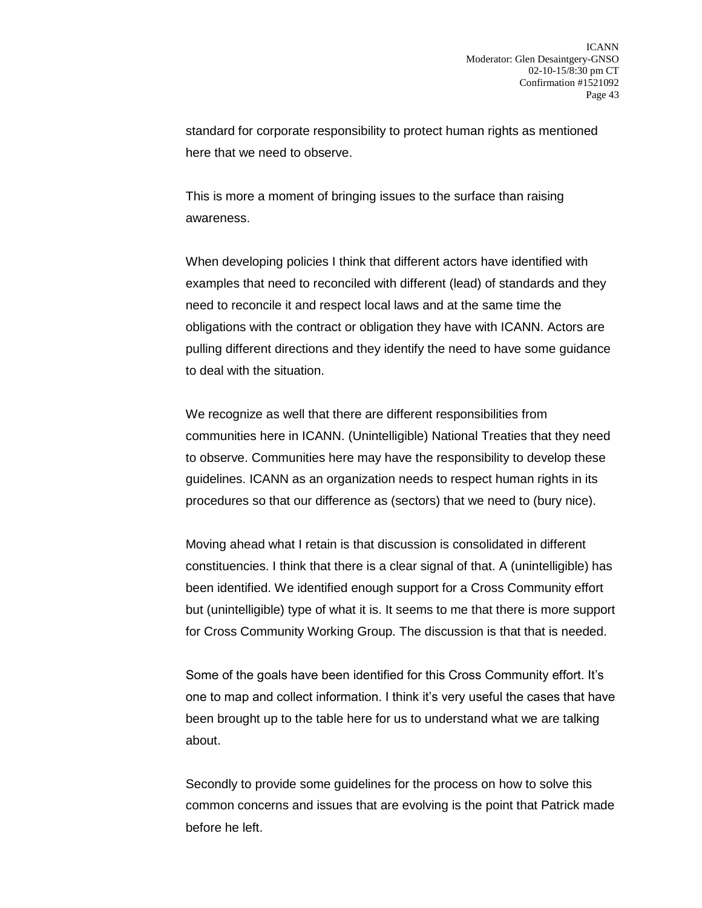standard for corporate responsibility to protect human rights as mentioned here that we need to observe.

This is more a moment of bringing issues to the surface than raising awareness.

When developing policies I think that different actors have identified with examples that need to reconciled with different (lead) of standards and they need to reconcile it and respect local laws and at the same time the obligations with the contract or obligation they have with ICANN. Actors are pulling different directions and they identify the need to have some guidance to deal with the situation.

We recognize as well that there are different responsibilities from communities here in ICANN. (Unintelligible) National Treaties that they need to observe. Communities here may have the responsibility to develop these guidelines. ICANN as an organization needs to respect human rights in its procedures so that our difference as (sectors) that we need to (bury nice).

Moving ahead what I retain is that discussion is consolidated in different constituencies. I think that there is a clear signal of that. A (unintelligible) has been identified. We identified enough support for a Cross Community effort but (unintelligible) type of what it is. It seems to me that there is more support for Cross Community Working Group. The discussion is that that is needed.

Some of the goals have been identified for this Cross Community effort. It's one to map and collect information. I think it's very useful the cases that have been brought up to the table here for us to understand what we are talking about.

Secondly to provide some guidelines for the process on how to solve this common concerns and issues that are evolving is the point that Patrick made before he left.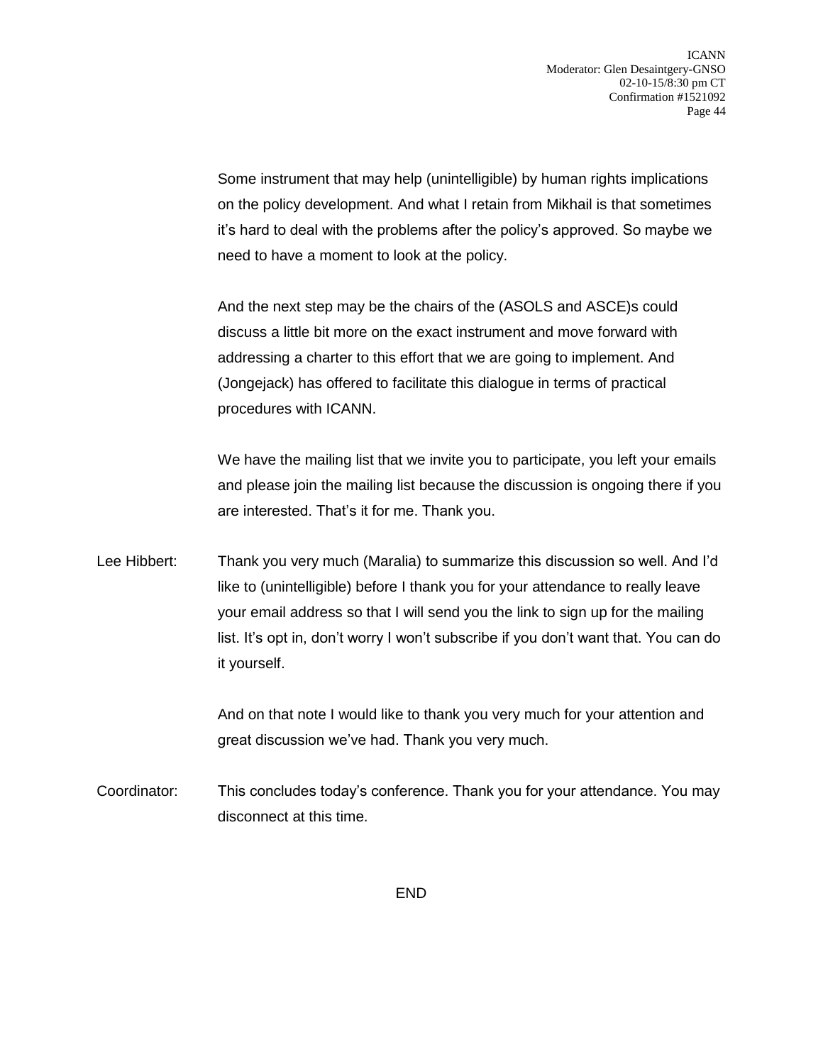Some instrument that may help (unintelligible) by human rights implications on the policy development. And what I retain from Mikhail is that sometimes it's hard to deal with the problems after the policy's approved. So maybe we need to have a moment to look at the policy.

And the next step may be the chairs of the (ASOLS and ASCE)s could discuss a little bit more on the exact instrument and move forward with addressing a charter to this effort that we are going to implement. And (Jongejack) has offered to facilitate this dialogue in terms of practical procedures with ICANN.

We have the mailing list that we invite you to participate, you left your emails and please join the mailing list because the discussion is ongoing there if you are interested. That's it for me. Thank you.

Lee Hibbert: Thank you very much (Maralia) to summarize this discussion so well. And I'd like to (unintelligible) before I thank you for your attendance to really leave your email address so that I will send you the link to sign up for the mailing list. It's opt in, don't worry I won't subscribe if you don't want that. You can do it yourself.

And on that note I would like to thank you very much for your attention and great discussion we've had. Thank you very much.

Coordinator: This concludes today's conference. Thank you for your attendance. You may disconnect at this time.

END